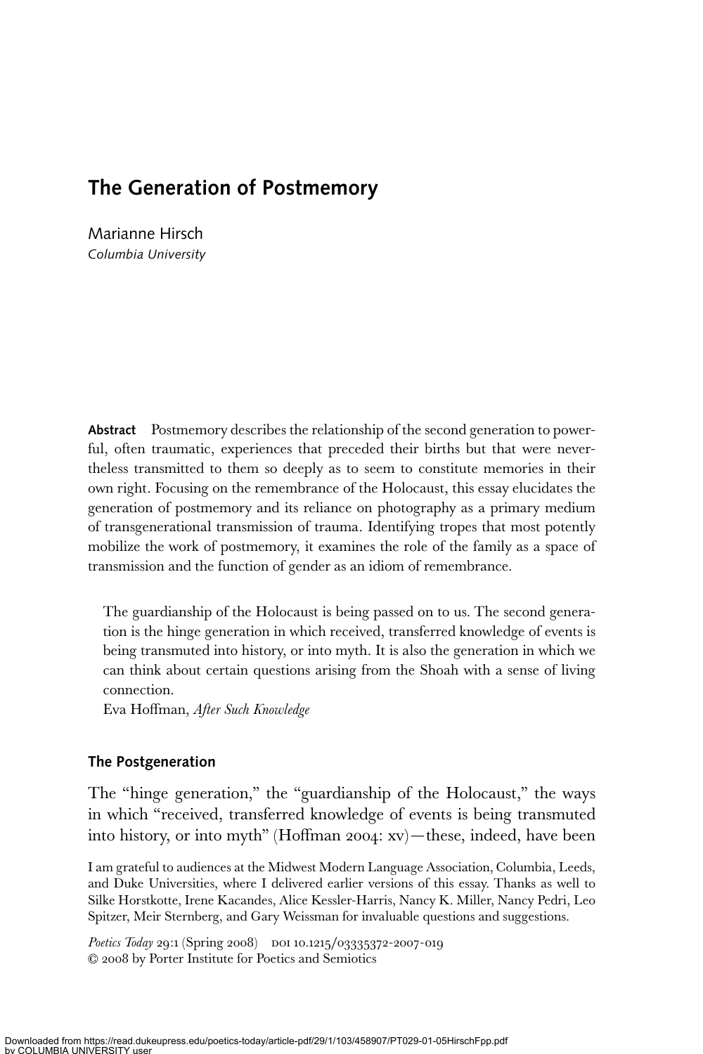# The Generation of Postmemory

Marianne Hirsch
*Columbia University*

**Abstract** Postmemory describes the relationship of the second generation to powerful, often traumatic, experiences that preceded their births but that were nevertheless transmitted to them so deeply as to seem to constitute memories in their own right. Focusing on the remembrance of the Holocaust, this essay elucidates the generation of postmemory and its reliance on photography as a primary medium of transgenerational transmission of trauma. Identifying tropes that most potently mobilize the work of postmemory, it examines the role of the family as a space of transmission and the function of gender as an idiom of remembrance.

> The guardianship of the Holocaust is being passed on to us. The second generation is the hinge generation in which received, transferred knowledge of events is being transmuted into history, or into myth. It is also the generation in which we can think about certain questions arising from the Shoah with a sense of living connection.
>
> Eva Hoffman, *After Such Knowledge*

## The Postgeneration

The "hinge generation," the "guardianship of the Holocaust," the ways in which "received, transferred knowledge of events is being transmuted into history, or into myth" (Hoffman 2004: xv)—these, indeed, have been

I am grateful to audiences at the Midwest Modern Language Association, Columbia, Leeds, and Duke Universities, where I delivered earlier versions of this essay. Thanks as well to Silke Horstkotte, Irene Kacandes, Alice Kessler-Harris, Nancy K. Miller, Nancy Pedri, Leo Spitzer, Meir Sternberg, and Gary Weissman for invaluable questions and suggestions.

*Poetics Today* 29:1 (Spring 2008) DOI 10.1215/03335372-2007-019
© 2008 by Porter Institute for Poetics and Semiotics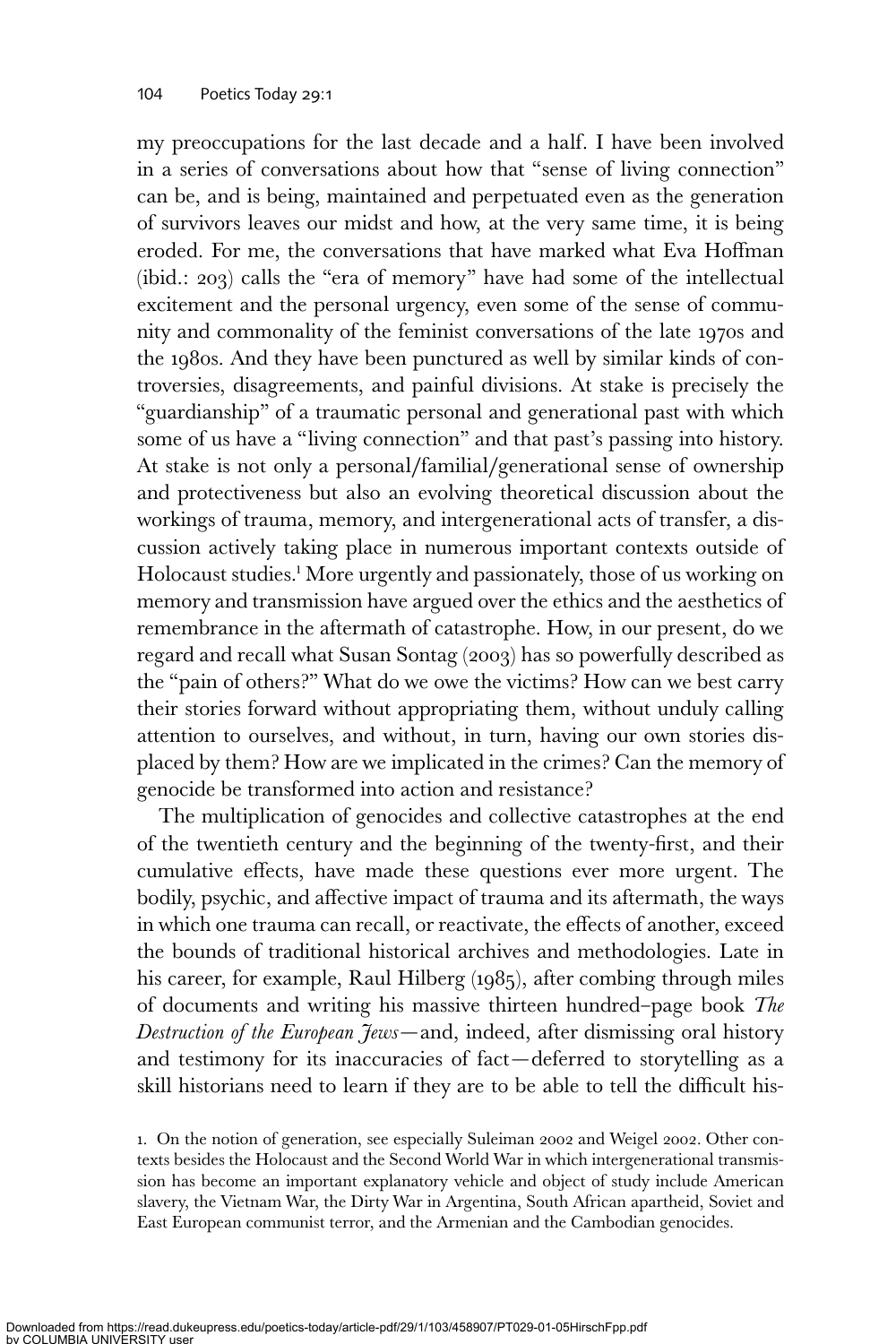my preoccupations for the last decade and a half. I have been involved in a series of conversations about how that "sense of living connection" can be, and is being, maintained and perpetuated even as the generation of survivors leaves our midst and how, at the very same time, it is being eroded. For me, the conversations that have marked what Eva Hoffman (ibid.: 203) calls the "era of memory" have had some of the intellectual excitement and the personal urgency, even some of the sense of community and commonality of the feminist conversations of the late 1970s and the 1980s. And they have been punctured as well by similar kinds of controversies, disagreements, and painful divisions. At stake is precisely the "guardianship" of a traumatic personal and generational past with which some of us have a "living connection" and that past's passing into history. At stake is not only a personal/familial/generational sense of ownership and protectiveness but also an evolving theoretical discussion about the workings of trauma, memory, and intergenerational acts of transfer, a discussion actively taking place in numerous important contexts outside of Holocaust studies.[1] More urgently and passionately, those of us working on memory and transmission have argued over the ethics and the aesthetics of remembrance in the aftermath of catastrophe. How, in our present, do we regard and recall what Susan Sontag (2003) has so powerfully described as the "pain of others?" What do we owe the victims? How can we best carry their stories forward without appropriating them, without unduly calling attention to ourselves, and without, in turn, having our own stories displaced by them? How are we implicated in the crimes? Can the memory of genocide be transformed into action and resistance?

The multiplication of genocides and collective catastrophes at the end of the twentieth century and the beginning of the twenty-first, and their cumulative effects, have made these questions ever more urgent. The bodily, psychic, and affective impact of trauma and its aftermath, the ways in which one trauma can recall, or reactivate, the effects of another, exceed the bounds of traditional historical archives and methodologies. Late in his career, for example, Raul Hilberg (1985), after combing through miles of documents and writing his massive thirteen hundred–page book *The Destruction of the European Jews*—and, indeed, after dismissing oral history and testimony for its inaccuracies of fact—deferred to storytelling as a skill historians need to learn if they are to be able to tell the difficult his-

1. On the notion of generation, see especially Suleiman 2002 and Weigel 2002. Other contexts besides the Holocaust and the Second World War in which intergenerational transmission has become an important explanatory vehicle and object of study include American slavery, the Vietnam War, the Dirty War in Argentina, South African apartheid, Soviet and East European communist terror, and the Armenian and the Cambodian genocides.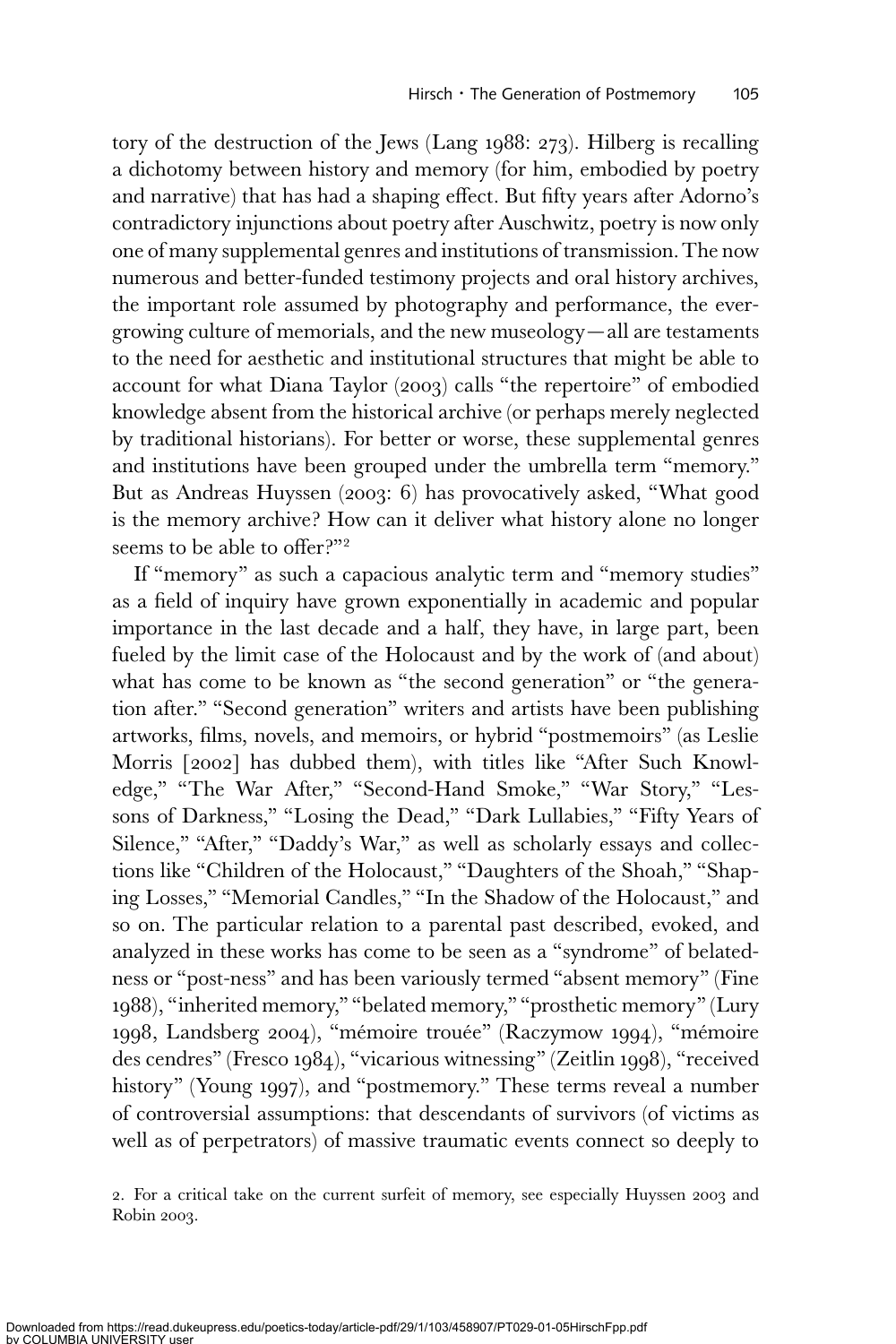tory of the destruction of the Jews (Lang 1988: 273). Hilberg is recalling a dichotomy between history and memory (for him, embodied by poetry and narrative) that has had a shaping effect. But fifty years after Adorno's contradictory injunctions about poetry after Auschwitz, poetry is now only one of many supplemental genres and institutions of transmission. The now numerous and better-funded testimony projects and oral history archives, the important role assumed by photography and performance, the ever-growing culture of memorials, and the new museology—all are testaments to the need for aesthetic and institutional structures that might be able to account for what Diana Taylor (2003) calls "the repertoire" of embodied knowledge absent from the historical archive (or perhaps merely neglected by traditional historians). For better or worse, these supplemental genres and institutions have been grouped under the umbrella term "memory." But as Andreas Huyssen (2003: 6) has provocatively asked, "What good is the memory archive? How can it deliver what history alone no longer seems to be able to offer?"[2]

If "memory" as such a capacious analytic term and "memory studies" as a field of inquiry have grown exponentially in academic and popular importance in the last decade and a half, they have, in large part, been fueled by the limit case of the Holocaust and by the work of (and about) what has come to be known as "the second generation" or "the generation after." "Second generation" writers and artists have been publishing artworks, films, novels, and memoirs, or hybrid "postmemoirs" (as Leslie Morris [2002] has dubbed them), with titles like "After Such Knowledge," "The War After," "Second-Hand Smoke," "War Story," "Lessons of Darkness," "Losing the Dead," "Dark Lullabies," "Fifty Years of Silence," "After," "Daddy's War," as well as scholarly essays and collections like "Children of the Holocaust," "Daughters of the Shoah," "Shaping Losses," "Memorial Candles," "In the Shadow of the Holocaust," and so on. The particular relation to a parental past described, evoked, and analyzed in these works has come to be seen as a "syndrome" of belatedness or "post-ness" and has been variously termed "absent memory" (Fine 1988), "inherited memory," "belated memory," "prosthetic memory" (Lury 1998, Landsberg 2004), "mémoire trouée" (Raczymow 1994), "mémoire des cendres" (Fresco 1984), "vicarious witnessing" (Zeitlin 1998), "received history" (Young 1997), and "postmemory." These terms reveal a number of controversial assumptions: that descendants of survivors (of victims as well as of perpetrators) of massive traumatic events connect so deeply to

2. For a critical take on the current surfeit of memory, see especially Huyssen 2003 and Robin 2003.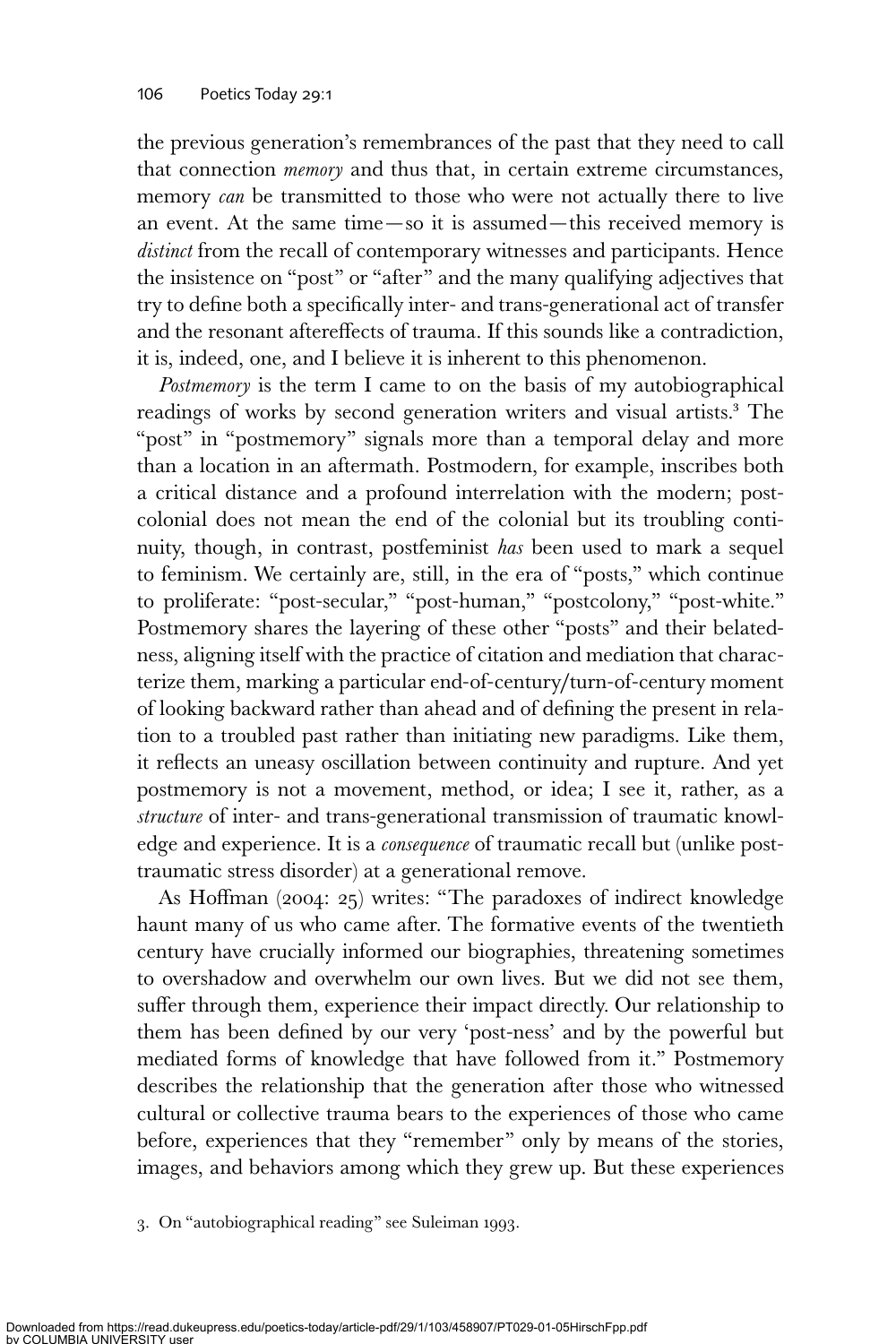the previous generation's remembrances of the past that they need to call that connection *memory* and thus that, in certain extreme circumstances, memory *can* be transmitted to those who were not actually there to live an event. At the same time—so it is assumed—this received memory is *distinct* from the recall of contemporary witnesses and participants. Hence the insistence on "post" or "after" and the many qualifying adjectives that try to define both a specifically inter- and trans-generational act of transfer and the resonant aftereffects of trauma. If this sounds like a contradiction, it is, indeed, one, and I believe it is inherent to this phenomenon.

*Postmemory* is the term I came to on the basis of my autobiographical readings of works by second generation writers and visual artists.[3] The "post" in "postmemory" signals more than a temporal delay and more than a location in an aftermath. Postmodern, for example, inscribes both a critical distance and a profound interrelation with the modern; postcolonial does not mean the end of the colonial but its troubling continuity, though, in contrast, postfeminist *has* been used to mark a sequel to feminism. We certainly are, still, in the era of "posts," which continue to proliferate: "post-secular," "post-human," "postcolony," "post-white." Postmemory shares the layering of these other "posts" and their belatedness, aligning itself with the practice of citation and mediation that characterize them, marking a particular end-of-century/turn-of-century moment of looking backward rather than ahead and of defining the present in relation to a troubled past rather than initiating new paradigms. Like them, it reflects an uneasy oscillation between continuity and rupture. And yet postmemory is not a movement, method, or idea; I see it, rather, as a *structure* of inter- and trans-generational transmission of traumatic knowledge and experience. It is a *consequence* of traumatic recall but (unlike post-traumatic stress disorder) at a generational remove.

As Hoffman (2004: 25) writes: "The paradoxes of indirect knowledge haunt many of us who came after. The formative events of the twentieth century have crucially informed our biographies, threatening sometimes to overshadow and overwhelm our own lives. But we did not see them, suffer through them, experience their impact directly. Our relationship to them has been defined by our very 'post-ness' and by the powerful but mediated forms of knowledge that have followed from it." Postmemory describes the relationship that the generation after those who witnessed cultural or collective trauma bears to the experiences of those who came before, experiences that they "remember" only by means of the stories, images, and behaviors among which they grew up. But these experiences

3. On "autobiographical reading" see Suleiman 1993.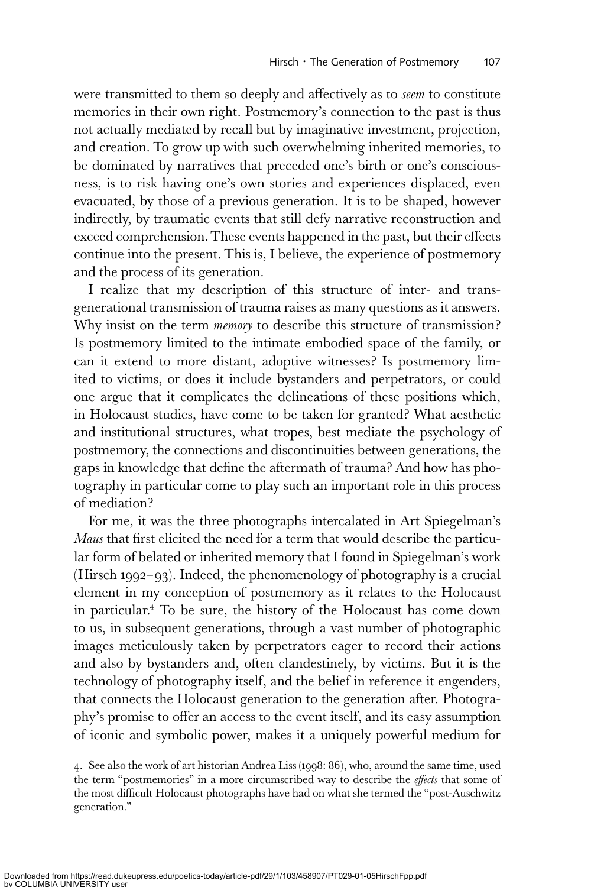were transmitted to them so deeply and affectively as to *seem* to constitute memories in their own right. Postmemory's connection to the past is thus not actually mediated by recall but by imaginative investment, projection, and creation. To grow up with such overwhelming inherited memories, to be dominated by narratives that preceded one's birth or one's consciousness, is to risk having one's own stories and experiences displaced, even evacuated, by those of a previous generation. It is to be shaped, however indirectly, by traumatic events that still defy narrative reconstruction and exceed comprehension. These events happened in the past, but their effects continue into the present. This is, I believe, the experience of postmemory and the process of its generation.

I realize that my description of this structure of inter- and transgenerational transmission of trauma raises as many questions as it answers. Why insist on the term *memory* to describe this structure of transmission? Is postmemory limited to the intimate embodied space of the family, or can it extend to more distant, adoptive witnesses? Is postmemory limited to victims, or does it include bystanders and perpetrators, or could one argue that it complicates the delineations of these positions which, in Holocaust studies, have come to be taken for granted? What aesthetic and institutional structures, what tropes, best mediate the psychology of postmemory, the connections and discontinuities between generations, the gaps in knowledge that define the aftermath of trauma? And how has photography in particular come to play such an important role in this process of mediation?

For me, it was the three photographs intercalated in Art Spiegelman's *Maus* that first elicited the need for a term that would describe the particular form of belated or inherited memory that I found in Spiegelman's work (Hirsch 1992–93). Indeed, the phenomenology of photography is a crucial element in my conception of postmemory as it relates to the Holocaust in particular.[4] To be sure, the history of the Holocaust has come down to us, in subsequent generations, through a vast number of photographic images meticulously taken by perpetrators eager to record their actions and also by bystanders and, often clandestinely, by victims. But it is the technology of photography itself, and the belief in reference it engenders, that connects the Holocaust generation to the generation after. Photography's promise to offer an access to the event itself, and its easy assumption of iconic and symbolic power, makes it a uniquely powerful medium for

4. See also the work of art historian Andrea Liss (1998: 86), who, around the same time, used the term "postmemories" in a more circumscribed way to describe the *effects* that some of the most difficult Holocaust photographs have had on what she termed the "post-Auschwitz generation."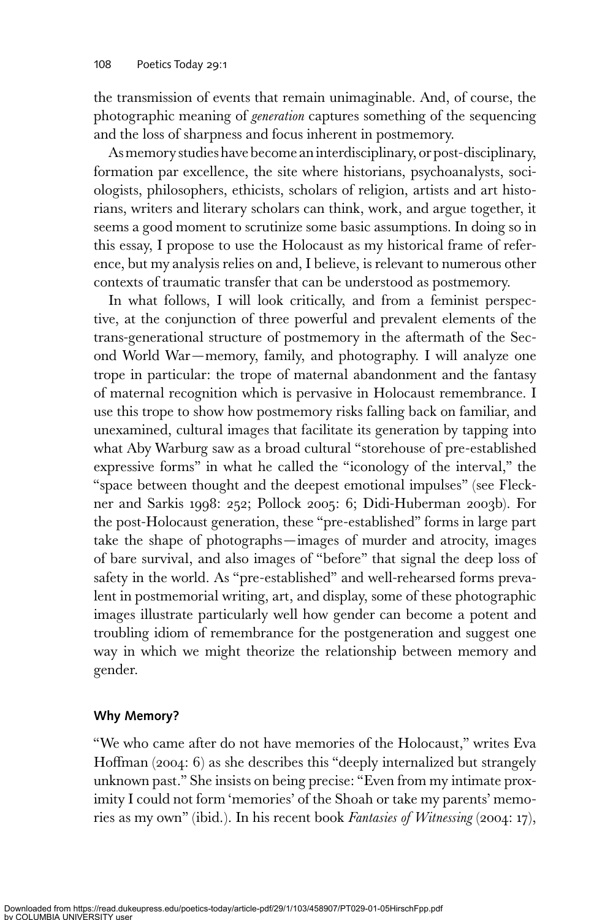the transmission of events that remain unimaginable. And, of course, the photographic meaning of *generation* captures something of the sequencing and the loss of sharpness and focus inherent in postmemory.

As memory studies have become an interdisciplinary, or post-disciplinary, formation par excellence, the site where historians, psychoanalysts, sociologists, philosophers, ethicists, scholars of religion, artists and art historians, writers and literary scholars can think, work, and argue together, it seems a good moment to scrutinize some basic assumptions. In doing so in this essay, I propose to use the Holocaust as my historical frame of reference, but my analysis relies on and, I believe, is relevant to numerous other contexts of traumatic transfer that can be understood as postmemory.

In what follows, I will look critically, and from a feminist perspective, at the conjunction of three powerful and prevalent elements of the trans-generational structure of postmemory in the aftermath of the Second World War—memory, family, and photography. I will analyze one trope in particular: the trope of maternal abandonment and the fantasy of maternal recognition which is pervasive in Holocaust remembrance. I use this trope to show how postmemory risks falling back on familiar, and unexamined, cultural images that facilitate its generation by tapping into what Aby Warburg saw as a broad cultural "storehouse of pre-established expressive forms" in what he called the "iconology of the interval," the "space between thought and the deepest emotional impulses" (see Fleckner and Sarkis 1998: 252; Pollock 2005: 6; Didi-Huberman 2003b). For the post-Holocaust generation, these "pre-established" forms in large part take the shape of photographs—images of murder and atrocity, images of bare survival, and also images of "before" that signal the deep loss of safety in the world. As "pre-established" and well-rehearsed forms prevalent in postmemorial writing, art, and display, some of these photographic images illustrate particularly well how gender can become a potent and troubling idiom of remembrance for the postgeneration and suggest one way in which we might theorize the relationship between memory and gender.

## Why Memory?

"We who came after do not have memories of the Holocaust," writes Eva Hoffman (2004: 6) as she describes this "deeply internalized but strangely unknown past." She insists on being precise: "Even from my intimate proximity I could not form 'memories' of the Shoah or take my parents' memories as my own" (ibid.). In his recent book *Fantasies of Witnessing* (2004: 17),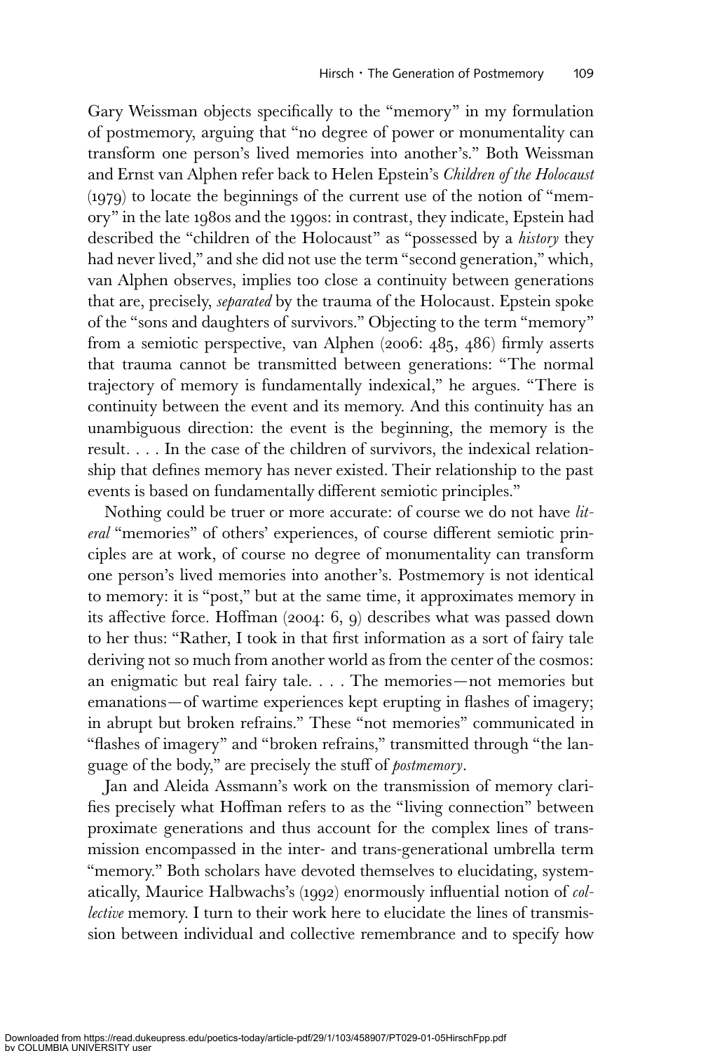Gary Weissman objects specifically to the "memory" in my formulation of postmemory, arguing that "no degree of power or monumentality can transform one person's lived memories into another's." Both Weissman and Ernst van Alphen refer back to Helen Epstein's *Children of the Holocaust* (1979) to locate the beginnings of the current use of the notion of "memory" in the late 1980s and the 1990s: in contrast, they indicate, Epstein had described the "children of the Holocaust" as "possessed by a *history* they had never lived," and she did not use the term "second generation," which, van Alphen observes, implies too close a continuity between generations that are, precisely, *separated* by the trauma of the Holocaust. Epstein spoke of the "sons and daughters of survivors." Objecting to the term "memory" from a semiotic perspective, van Alphen (2006: 485, 486) firmly asserts that trauma cannot be transmitted between generations: "The normal trajectory of memory is fundamentally indexical," he argues. "There is continuity between the event and its memory. And this continuity has an unambiguous direction: the event is the beginning, the memory is the result. . . . In the case of the children of survivors, the indexical relationship that defines memory has never existed. Their relationship to the past events is based on fundamentally different semiotic principles."

Nothing could be truer or more accurate: of course we do not have *literal* "memories" of others' experiences, of course different semiotic principles are at work, of course no degree of monumentality can transform one person's lived memories into another's. Postmemory is not identical to memory: it is "post," but at the same time, it approximates memory in its affective force. Hoffman (2004: 6, 9) describes what was passed down to her thus: "Rather, I took in that first information as a sort of fairy tale deriving not so much from another world as from the center of the cosmos: an enigmatic but real fairy tale. . . . The memories—not memories but emanations—of wartime experiences kept erupting in flashes of imagery; in abrupt but broken refrains." These "not memories" communicated in "flashes of imagery" and "broken refrains," transmitted through "the language of the body," are precisely the stuff of *postmemory*.

Jan and Aleida Assmann's work on the transmission of memory clarifies precisely what Hoffman refers to as the "living connection" between proximate generations and thus account for the complex lines of transmission encompassed in the inter- and trans-generational umbrella term "memory." Both scholars have devoted themselves to elucidating, systematically, Maurice Halbwachs's (1992) enormously influential notion of *collective* memory. I turn to their work here to elucidate the lines of transmission between individual and collective remembrance and to specify how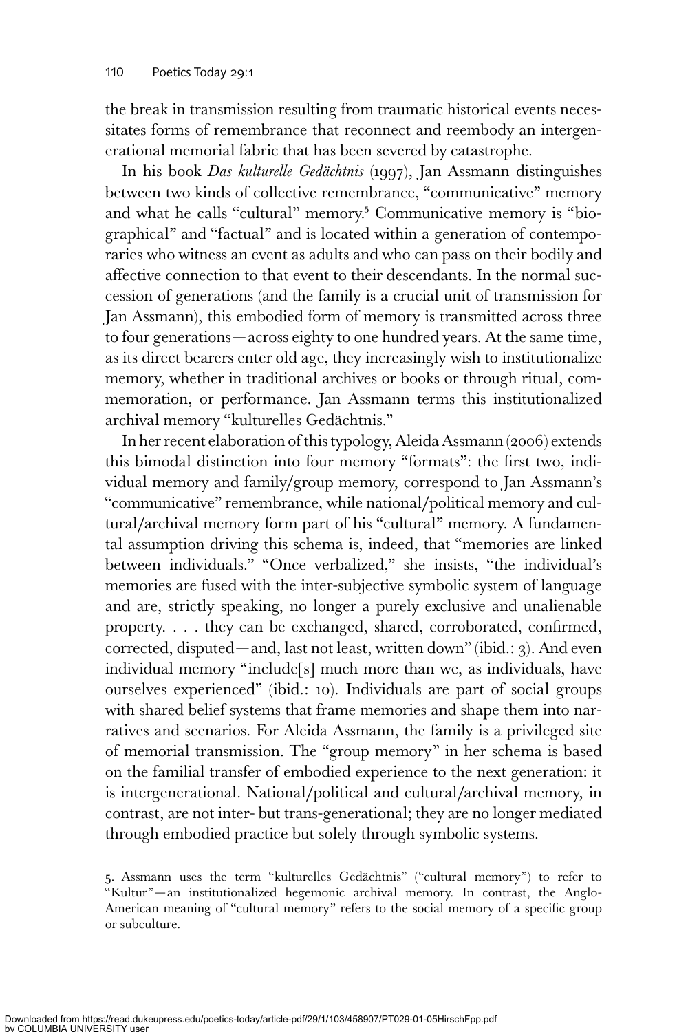the break in transmission resulting from traumatic historical events necessitates forms of remembrance that reconnect and reembody an intergenerational memorial fabric that has been severed by catastrophe.

In his book *Das kulturelle Gedächtnis* (1997), Jan Assmann distinguishes between two kinds of collective remembrance, "communicative" memory and what he calls "cultural" memory.[5] Communicative memory is "biographical" and "factual" and is located within a generation of contemporaries who witness an event as adults and who can pass on their bodily and affective connection to that event to their descendants. In the normal succession of generations (and the family is a crucial unit of transmission for Jan Assmann), this embodied form of memory is transmitted across three to four generations—across eighty to one hundred years. At the same time, as its direct bearers enter old age, they increasingly wish to institutionalize memory, whether in traditional archives or books or through ritual, commemoration, or performance. Jan Assmann terms this institutionalized archival memory "kulturelles Gedächtnis."

In her recent elaboration of this typology, Aleida Assmann (2006) extends this bimodal distinction into four memory "formats": the first two, individual memory and family/group memory, correspond to Jan Assmann's "communicative" remembrance, while national/political memory and cultural/archival memory form part of his "cultural" memory. A fundamental assumption driving this schema is, indeed, that "memories are linked between individuals." "Once verbalized," she insists, "the individual's memories are fused with the inter-subjective symbolic system of language and are, strictly speaking, no longer a purely exclusive and unalienable property. . . . they can be exchanged, shared, corroborated, confirmed, corrected, disputed—and, last not least, written down" (ibid.: 3). And even individual memory "include[s] much more than we, as individuals, have ourselves experienced" (ibid.: 10). Individuals are part of social groups with shared belief systems that frame memories and shape them into narratives and scenarios. For Aleida Assmann, the family is a privileged site of memorial transmission. The "group memory" in her schema is based on the familial transfer of embodied experience to the next generation: it is intergenerational. National/political and cultural/archival memory, in contrast, are not inter- but trans-generational; they are no longer mediated through embodied practice but solely through symbolic systems.

5. Assmann uses the term "kulturelles Gedächtnis" ("cultural memory") to refer to "Kultur"—an institutionalized hegemonic archival memory. In contrast, the Anglo-American meaning of "cultural memory" refers to the social memory of a specific group or subculture.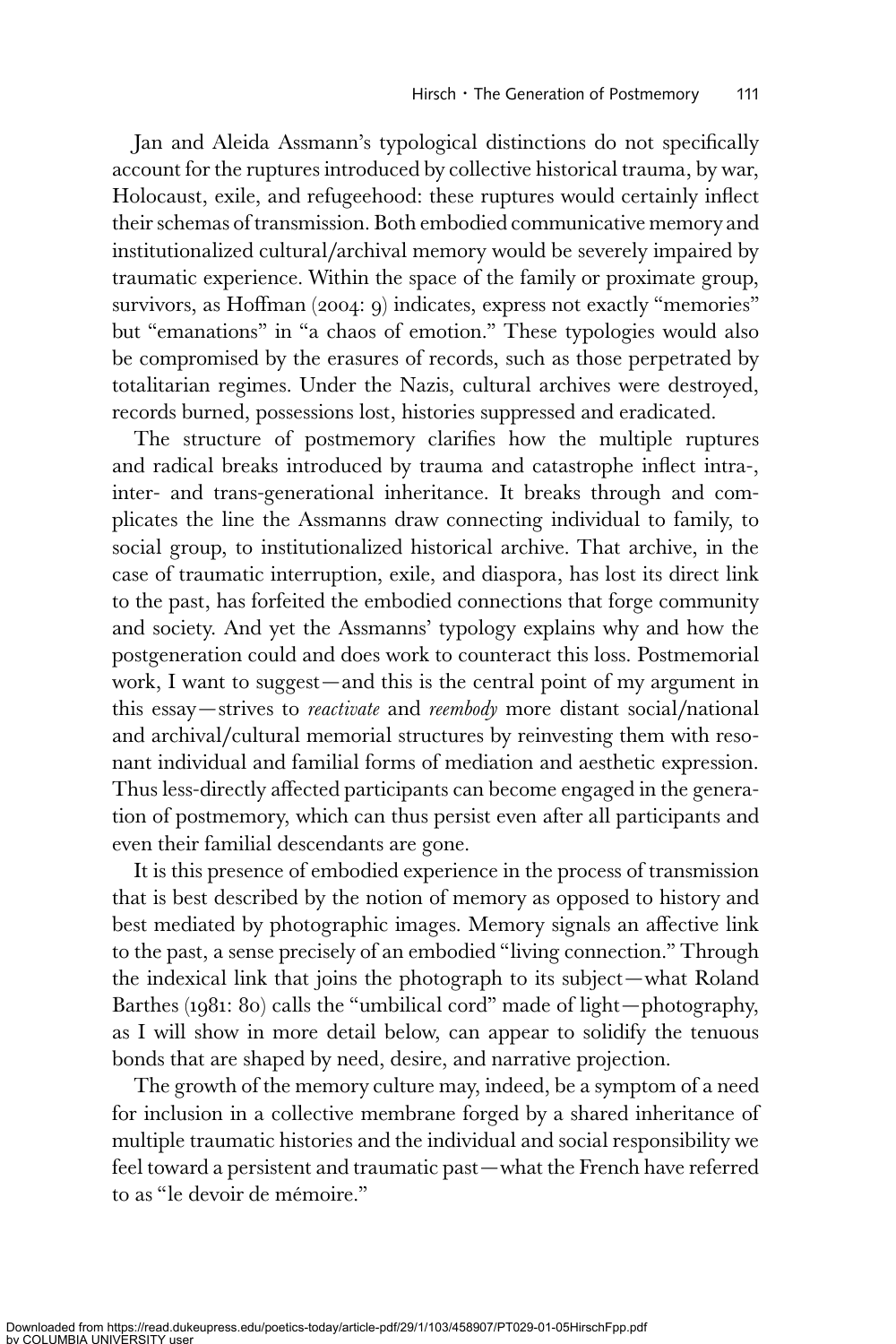Jan and Aleida Assmann's typological distinctions do not specifically account for the ruptures introduced by collective historical trauma, by war, Holocaust, exile, and refugeehood: these ruptures would certainly inflect their schemas of transmission. Both embodied communicative memory and institutionalized cultural/archival memory would be severely impaired by traumatic experience. Within the space of the family or proximate group, survivors, as Hoffman (2004: 9) indicates, express not exactly "memories" but "emanations" in "a chaos of emotion." These typologies would also be compromised by the erasures of records, such as those perpetrated by totalitarian regimes. Under the Nazis, cultural archives were destroyed, records burned, possessions lost, histories suppressed and eradicated.

The structure of postmemory clarifies how the multiple ruptures and radical breaks introduced by trauma and catastrophe inflect intra-, inter- and trans-generational inheritance. It breaks through and complicates the line the Assmanns draw connecting individual to family, to social group, to institutionalized historical archive. That archive, in the case of traumatic interruption, exile, and diaspora, has lost its direct link to the past, has forfeited the embodied connections that forge community and society. And yet the Assmanns' typology explains why and how the postgeneration could and does work to counteract this loss. Postmemorial work, I want to suggest—and this is the central point of my argument in this essay—strives to *reactivate* and *reembody* more distant social/national and archival/cultural memorial structures by reinvesting them with resonant individual and familial forms of mediation and aesthetic expression. Thus less-directly affected participants can become engaged in the generation of postmemory, which can thus persist even after all participants and even their familial descendants are gone.

It is this presence of embodied experience in the process of transmission that is best described by the notion of memory as opposed to history and best mediated by photographic images. Memory signals an affective link to the past, a sense precisely of an embodied "living connection." Through the indexical link that joins the photograph to its subject—what Roland Barthes (1981: 80) calls the "umbilical cord" made of light—photography, as I will show in more detail below, can appear to solidify the tenuous bonds that are shaped by need, desire, and narrative projection.

The growth of the memory culture may, indeed, be a symptom of a need for inclusion in a collective membrane forged by a shared inheritance of multiple traumatic histories and the individual and social responsibility we feel toward a persistent and traumatic past—what the French have referred to as "le devoir de mémoire."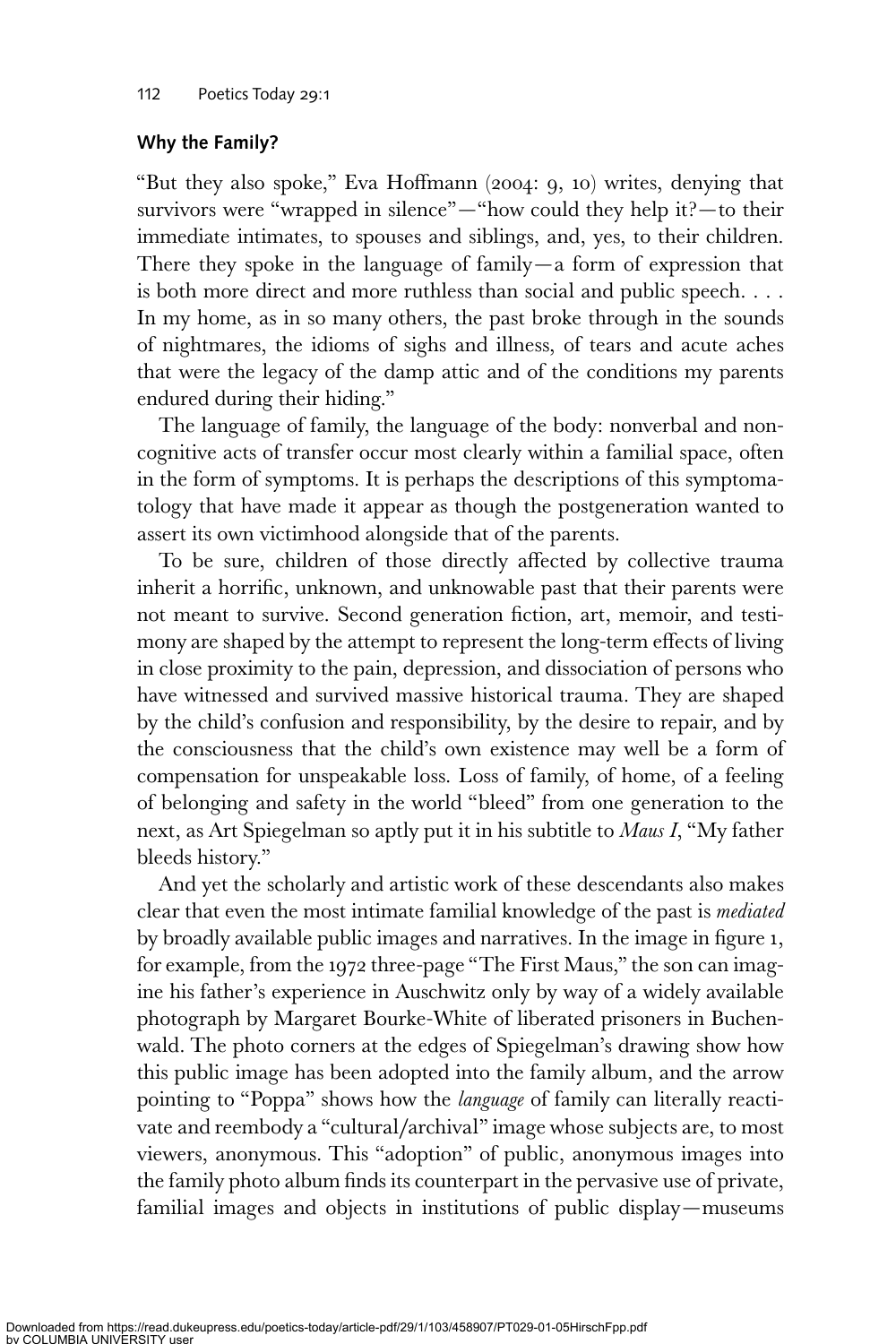## Why the Family?

"But they also spoke," Eva Hoffmann (2004: 9, 10) writes, denying that survivors were "wrapped in silence"—"how could they help it?—to their immediate intimates, to spouses and siblings, and, yes, to their children. There they spoke in the language of family—a form of expression that is both more direct and more ruthless than social and public speech. . . . In my home, as in so many others, the past broke through in the sounds of nightmares, the idioms of sighs and illness, of tears and acute aches that were the legacy of the damp attic and of the conditions my parents endured during their hiding."

The language of family, the language of the body: nonverbal and noncognitive acts of transfer occur most clearly within a familial space, often in the form of symptoms. It is perhaps the descriptions of this symptomatology that have made it appear as though the postgeneration wanted to assert its own victimhood alongside that of the parents.

To be sure, children of those directly affected by collective trauma inherit a horrific, unknown, and unknowable past that their parents were not meant to survive. Second generation fiction, art, memoir, and testimony are shaped by the attempt to represent the long-term effects of living in close proximity to the pain, depression, and dissociation of persons who have witnessed and survived massive historical trauma. They are shaped by the child's confusion and responsibility, by the desire to repair, and by the consciousness that the child's own existence may well be a form of compensation for unspeakable loss. Loss of family, of home, of a feeling of belonging and safety in the world "bleed" from one generation to the next, as Art Spiegelman so aptly put it in his subtitle to *Maus I*, "My father bleeds history."

And yet the scholarly and artistic work of these descendants also makes clear that even the most intimate familial knowledge of the past is *mediated* by broadly available public images and narratives. In the image in figure 1, for example, from the 1972 three-page "The First Maus," the son can imagine his father's experience in Auschwitz only by way of a widely available photograph by Margaret Bourke-White of liberated prisoners in Buchenwald. The photo corners at the edges of Spiegelman's drawing show how this public image has been adopted into the family album, and the arrow pointing to "Poppa" shows how the *language* of family can literally reactivate and reembody a "cultural/archival" image whose subjects are, to most viewers, anonymous. This "adoption" of public, anonymous images into the family photo album finds its counterpart in the pervasive use of private, familial images and objects in institutions of public display—museums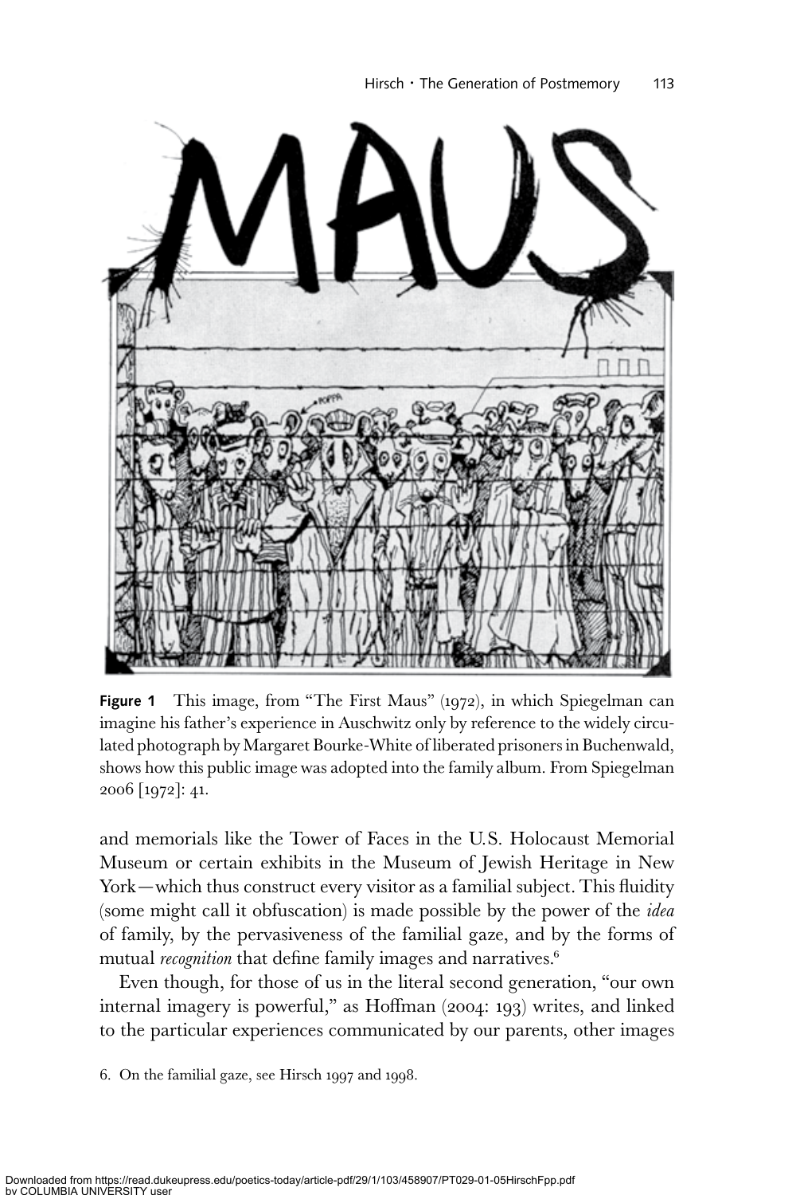Figure 1 This image, from "The First Maus" (1972), in which Spiegelman can imagine his father's experience in Auschwitz only by reference to the widely circulated photograph by Margaret Bourke-White of liberated prisoners in Buchenwald, shows how this public image was adopted into the family album. From Spiegelman 2006 [1972]: 41.

and memorials like the Tower of Faces in the U.S. Holocaust Memorial Museum or certain exhibits in the Museum of Jewish Heritage in New York—which thus construct every visitor as a familial subject. This fluidity (some might call it obfuscation) is made possible by the power of the *idea* of family, by the pervasiveness of the familial gaze, and by the forms of mutual *recognition* that define family images and narratives.[6]

Even though, for those of us in the literal second generation, "our own internal imagery is powerful," as Hoffman (2004: 193) writes, and linked to the particular experiences communicated by our parents, other images

6. On the familial gaze, see Hirsch 1997 and 1998.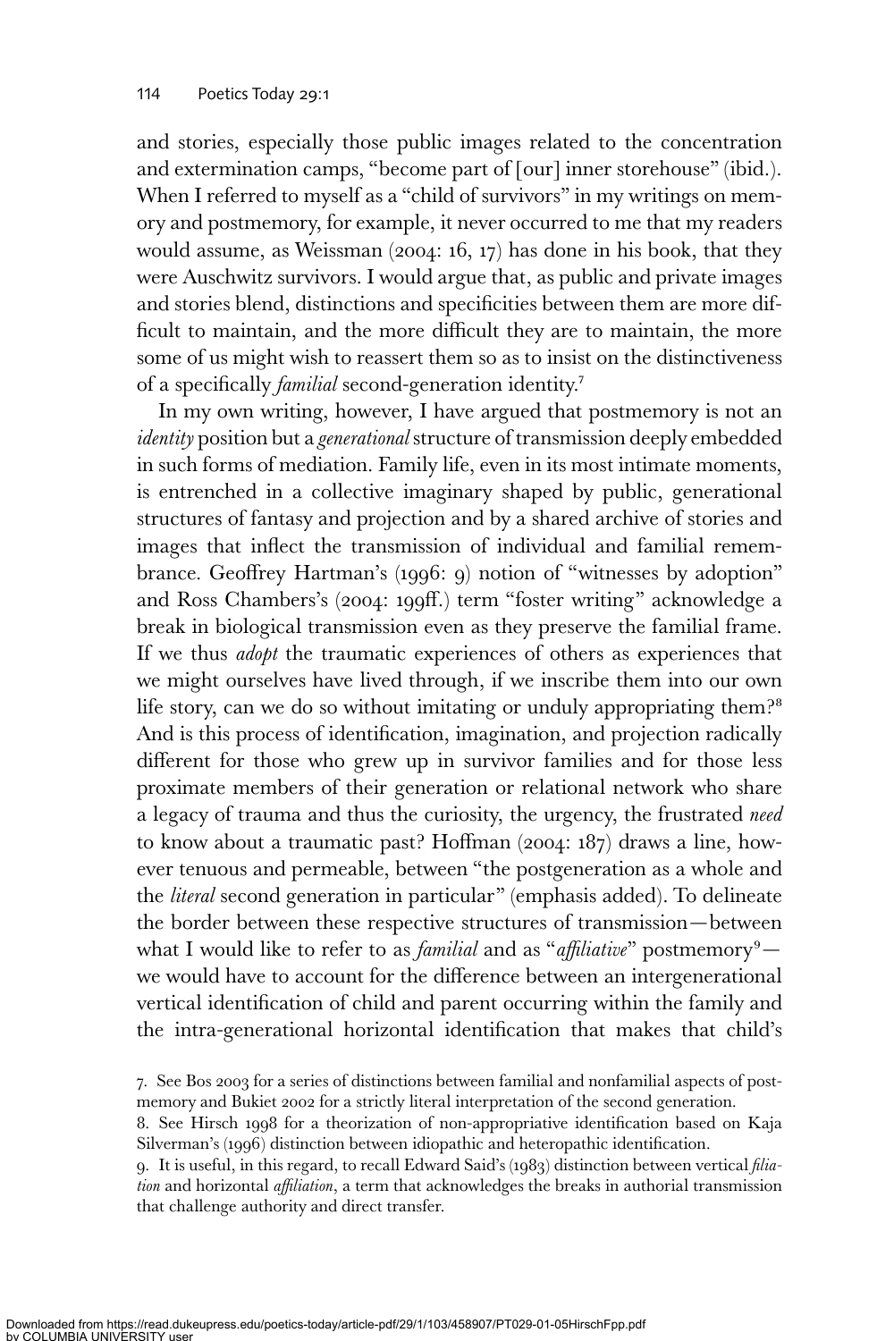and stories, especially those public images related to the concentration and extermination camps, "become part of [our] inner storehouse" (ibid.). When I referred to myself as a "child of survivors" in my writings on memory and postmemory, for example, it never occurred to me that my readers would assume, as Weissman (2004: 16, 17) has done in his book, that they were Auschwitz survivors. I would argue that, as public and private images and stories blend, distinctions and specificities between them are more difficult to maintain, and the more difficult they are to maintain, the more some of us might wish to reassert them so as to insist on the distinctiveness of a specifically *familial* second-generation identity.[7]

In my own writing, however, I have argued that postmemory is not an *identity* position but a *generational* structure of transmission deeply embedded in such forms of mediation. Family life, even in its most intimate moments, is entrenched in a collective imaginary shaped by public, generational structures of fantasy and projection and by a shared archive of stories and images that inflect the transmission of individual and familial remembrance. Geoffrey Hartman's (1996: 9) notion of "witnesses by adoption" and Ross Chambers's (2004: 199ff.) term "foster writing" acknowledge a break in biological transmission even as they preserve the familial frame. If we thus *adopt* the traumatic experiences of others as experiences that we might ourselves have lived through, if we inscribe them into our own life story, can we do so without imitating or unduly appropriating them?[8] And is this process of identification, imagination, and projection radically different for those who grew up in survivor families and for those less proximate members of their generation or relational network who share a legacy of trauma and thus the curiosity, the urgency, the frustrated *need* to know about a traumatic past? Hoffman (2004: 187) draws a line, however tenuous and permeable, between "the postgeneration as a whole and the *literal* second generation in particular" (emphasis added). To delineate the border between these respective structures of transmission—between what I would like to refer to as *familial* and as "*affiliative*" postmemory[9]—we would have to account for the difference between an intergenerational vertical identification of child and parent occurring within the family and the intra-generational horizontal identification that makes that child's

7. See Bos 2003 for a series of distinctions between familial and nonfamilial aspects of postmemory and Bukiet 2002 for a strictly literal interpretation of the second generation.

8. See Hirsch 1998 for a theorization of non-appropriative identification based on Kaja Silverman's (1996) distinction between idiopathic and heteropathic identification.

9. It is useful, in this regard, to recall Edward Said's (1983) distinction between vertical *filiation* and horizontal *affiliation*, a term that acknowledges the breaks in authorial transmission that challenge authority and direct transfer.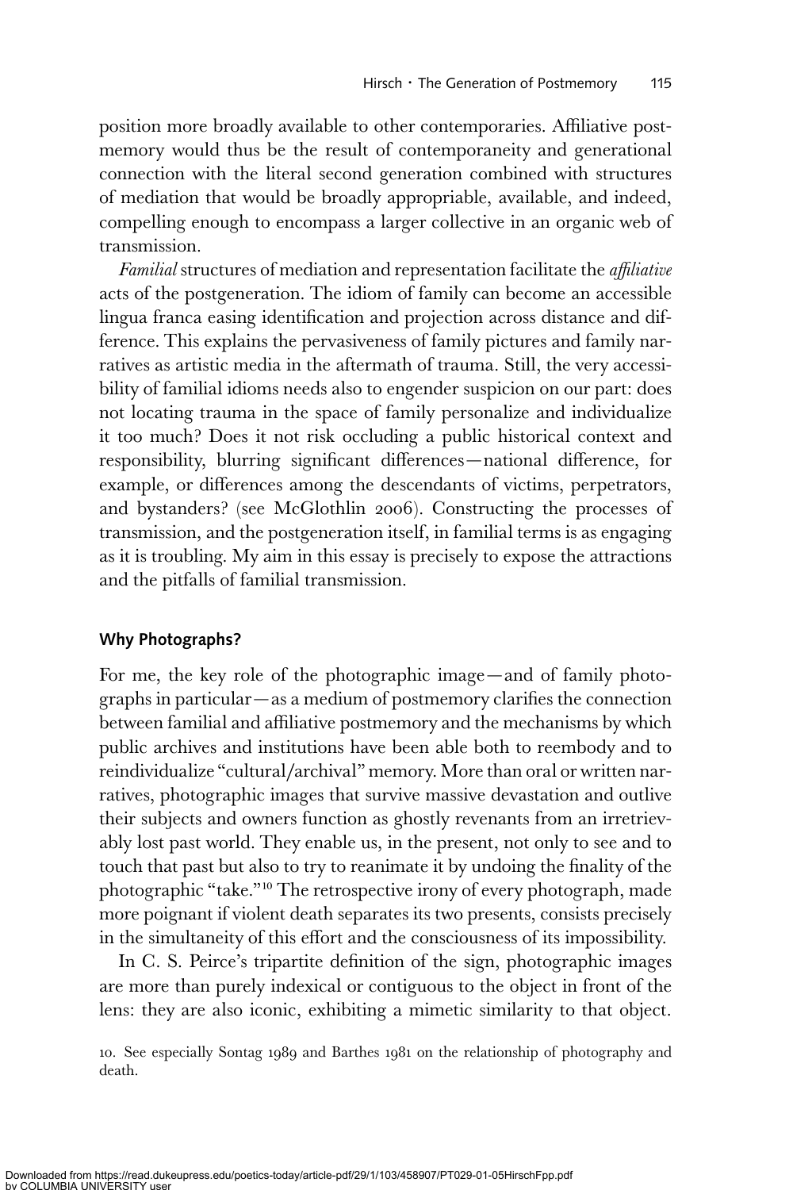position more broadly available to other contemporaries. Affiliative postmemory would thus be the result of contemporaneity and generational connection with the literal second generation combined with structures of mediation that would be broadly appropriable, available, and indeed, compelling enough to encompass a larger collective in an organic web of transmission.

*Familial* structures of mediation and representation facilitate the *affiliative* acts of the postgeneration. The idiom of family can become an accessible lingua franca easing identification and projection across distance and difference. This explains the pervasiveness of family pictures and family narratives as artistic media in the aftermath of trauma. Still, the very accessibility of familial idioms needs also to engender suspicion on our part: does not locating trauma in the space of family personalize and individualize it too much? Does it not risk occluding a public historical context and responsibility, blurring significant differences—national difference, for example, or differences among the descendants of victims, perpetrators, and bystanders? (see McGlothlin 2006). Constructing the processes of transmission, and the postgeneration itself, in familial terms is as engaging as it is troubling. My aim in this essay is precisely to expose the attractions and the pitfalls of familial transmission.

## Why Photographs?

For me, the key role of the photographic image—and of family photographs in particular—as a medium of postmemory clarifies the connection between familial and affiliative postmemory and the mechanisms by which public archives and institutions have been able both to reembody and to reindividualize "cultural/archival" memory. More than oral or written narratives, photographic images that survive massive devastation and outlive their subjects and owners function as ghostly revenants from an irretrievably lost past world. They enable us, in the present, not only to see and to touch that past but also to try to reanimate it by undoing the finality of the photographic "take."[10] The retrospective irony of every photograph, made more poignant if violent death separates its two presents, consists precisely in the simultaneity of this effort and the consciousness of its impossibility.

In C. S. Peirce's tripartite definition of the sign, photographic images are more than purely indexical or contiguous to the object in front of the lens: they are also iconic, exhibiting a mimetic similarity to that object.

10. See especially Sontag 1989 and Barthes 1981 on the relationship of photography and death.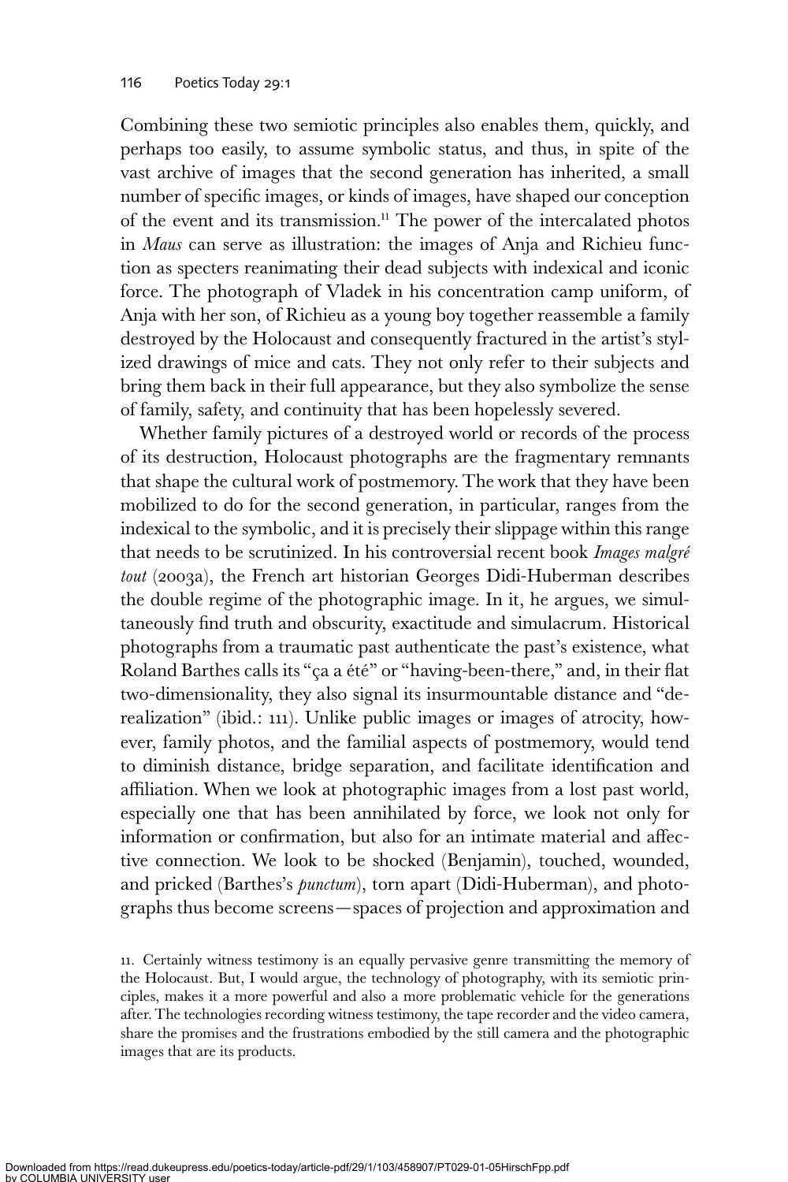Combining these two semiotic principles also enables them, quickly, and perhaps too easily, to assume symbolic status, and thus, in spite of the vast archive of images that the second generation has inherited, a small number of specific images, or kinds of images, have shaped our conception of the event and its transmission.[11] The power of the intercalated photos in *Maus* can serve as illustration: the images of Anja and Richieu function as specters reanimating their dead subjects with indexical and iconic force. The photograph of Vladek in his concentration camp uniform, of Anja with her son, of Richieu as a young boy together reassemble a family destroyed by the Holocaust and consequently fractured in the artist's stylized drawings of mice and cats. They not only refer to their subjects and bring them back in their full appearance, but they also symbolize the sense of family, safety, and continuity that has been hopelessly severed.

Whether family pictures of a destroyed world or records of the process of its destruction, Holocaust photographs are the fragmentary remnants that shape the cultural work of postmemory. The work that they have been mobilized to do for the second generation, in particular, ranges from the indexical to the symbolic, and it is precisely their slippage within this range that needs to be scrutinized. In his controversial recent book *Images malgré tout* (2003a), the French art historian Georges Didi-Huberman describes the double regime of the photographic image. In it, he argues, we simultaneously find truth and obscurity, exactitude and simulacrum. Historical photographs from a traumatic past authenticate the past's existence, what Roland Barthes calls its "ça a été" or "having-been-there," and, in their flat two-dimensionality, they also signal its insurmountable distance and "de-realization" (ibid.: 111). Unlike public images or images of atrocity, however, family photos, and the familial aspects of postmemory, would tend to diminish distance, bridge separation, and facilitate identification and affiliation. When we look at photographic images from a lost past world, especially one that has been annihilated by force, we look not only for information or confirmation, but also for an intimate material and affective connection. We look to be shocked (Benjamin), touched, wounded, and pricked (Barthes's *punctum*), torn apart (Didi-Huberman), and photographs thus become screens—spaces of projection and approximation and

11. Certainly witness testimony is an equally pervasive genre transmitting the memory of the Holocaust. But, I would argue, the technology of photography, with its semiotic principles, makes it a more powerful and also a more problematic vehicle for the generations after. The technologies recording witness testimony, the tape recorder and the video camera, share the promises and the frustrations embodied by the still camera and the photographic images that are its products.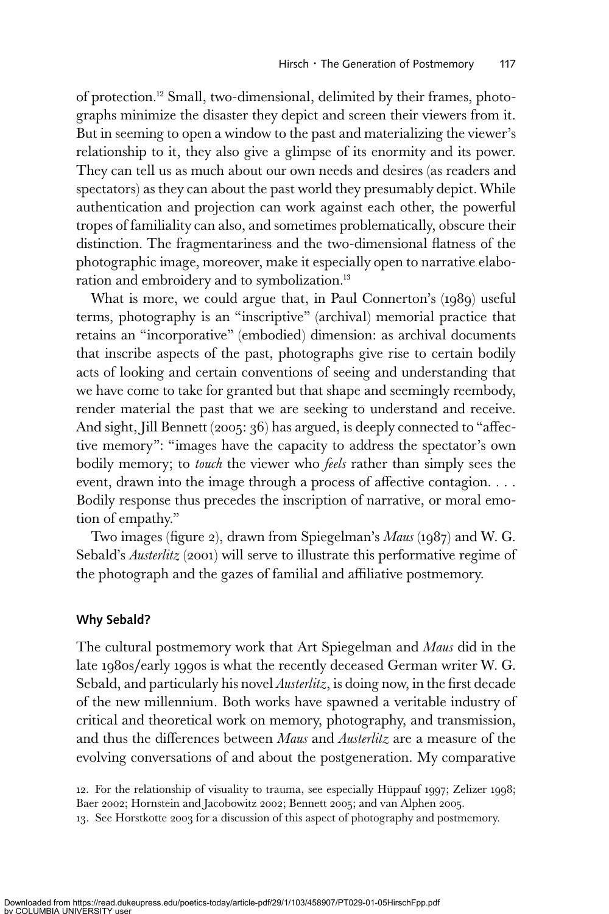of protection.[12] Small, two-dimensional, delimited by their frames, photographs minimize the disaster they depict and screen their viewers from it. But in seeming to open a window to the past and materializing the viewer's relationship to it, they also give a glimpse of its enormity and its power. They can tell us as much about our own needs and desires (as readers and spectators) as they can about the past world they presumably depict. While authentication and projection can work against each other, the powerful tropes of familiality can also, and sometimes problematically, obscure their distinction. The fragmentariness and the two-dimensional flatness of the photographic image, moreover, make it especially open to narrative elaboration and embroidery and to symbolization.[13]

What is more, we could argue that, in Paul Connerton's (1989) useful terms, photography is an "inscriptive" (archival) memorial practice that retains an "incorporative" (embodied) dimension: as archival documents that inscribe aspects of the past, photographs give rise to certain bodily acts of looking and certain conventions of seeing and understanding that we have come to take for granted but that shape and seemingly reembody, render material the past that we are seeking to understand and receive. And sight, Jill Bennett (2005: 36) has argued, is deeply connected to "affective memory": "images have the capacity to address the spectator's own bodily memory; to *touch* the viewer who *feels* rather than simply sees the event, drawn into the image through a process of affective contagion. . . . Bodily response thus precedes the inscription of narrative, or moral emotion of empathy."

Two images (figure 2), drawn from Spiegelman's *Maus* (1987) and W. G. Sebald's *Austerlitz* (2001) will serve to illustrate this performative regime of the photograph and the gazes of familial and affiliative postmemory.

### Why Sebald?

The cultural postmemory work that Art Spiegelman and *Maus* did in the late 1980s/early 1990s is what the recently deceased German writer W. G. Sebald, and particularly his novel *Austerlitz*, is doing now, in the first decade of the new millennium. Both works have spawned a veritable industry of critical and theoretical work on memory, photography, and transmission, and thus the differences between *Maus* and *Austerlitz* are a measure of the evolving conversations of and about the postgeneration. My comparative

12. For the relationship of visuality to trauma, see especially Hüppauf 1997; Zelizer 1998; Baer 2002; Hornstein and Jacobowitz 2002; Bennett 2005; and van Alphen 2005.

13. See Horstkotte 2003 for a discussion of this aspect of photography and postmemory.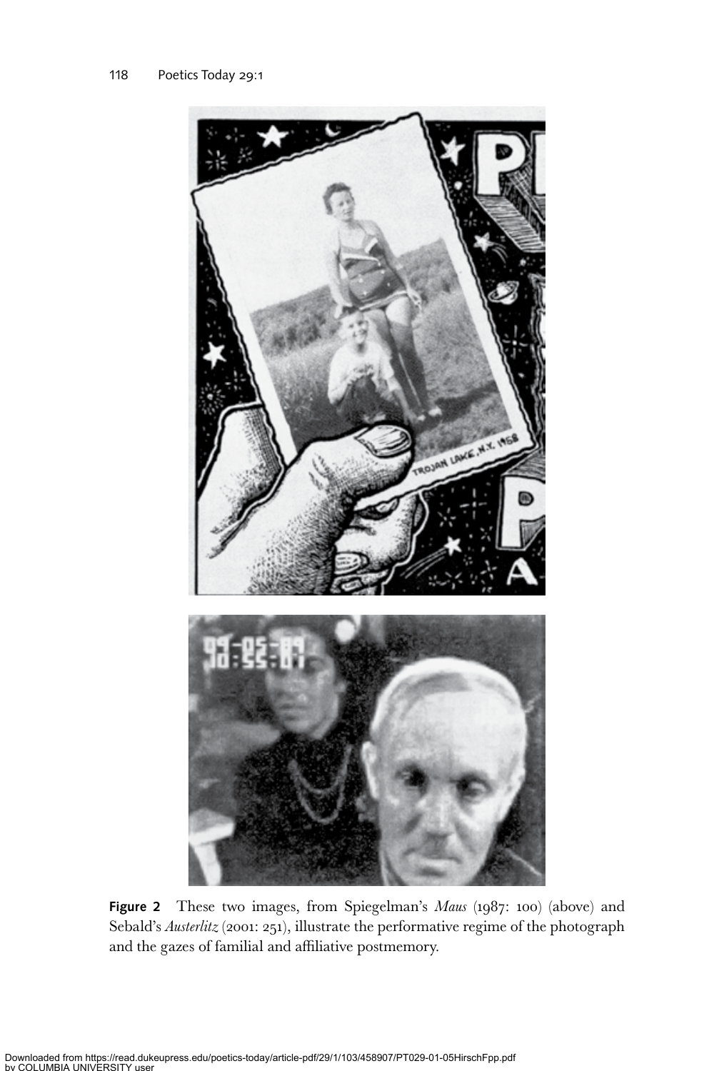**Figure 2** These two images, from Spiegelman's *Maus* (1987: 100) (above) and Sebald's *Austerlitz* (2001: 251), illustrate the performative regime of the photograph and the gazes of familial and affiliative postmemory.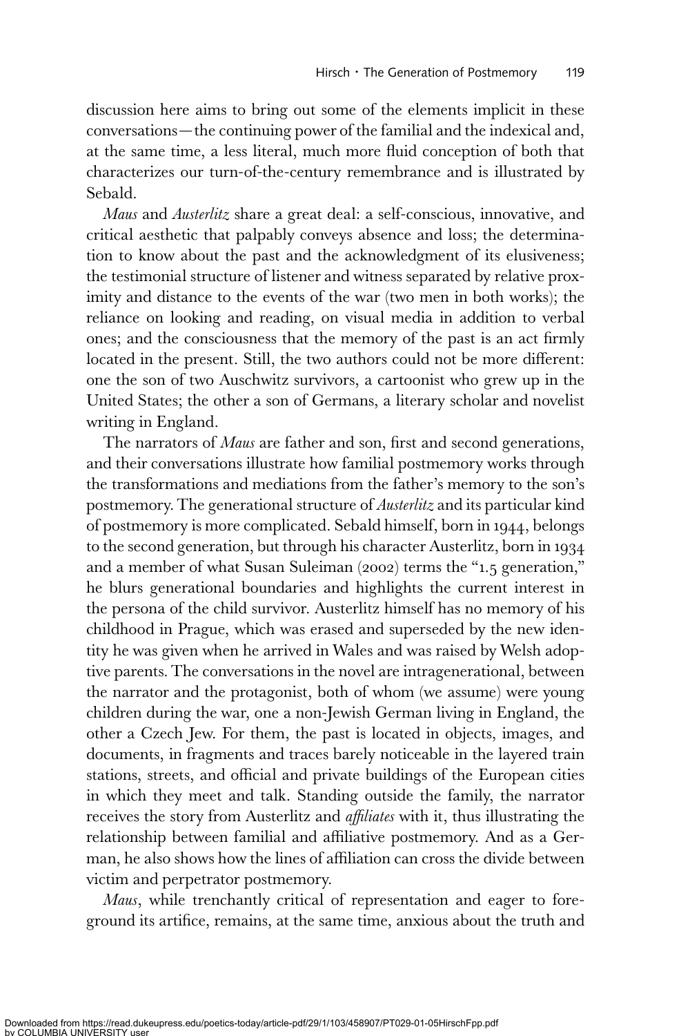discussion here aims to bring out some of the elements implicit in these conversations—the continuing power of the familial and the indexical and, at the same time, a less literal, much more fluid conception of both that characterizes our turn-of-the-century remembrance and is illustrated by Sebald.

*Maus* and *Austerlitz* share a great deal: a self-conscious, innovative, and critical aesthetic that palpably conveys absence and loss; the determination to know about the past and the acknowledgment of its elusiveness; the testimonial structure of listener and witness separated by relative proximity and distance to the events of the war (two men in both works); the reliance on looking and reading, on visual media in addition to verbal ones; and the consciousness that the memory of the past is an act firmly located in the present. Still, the two authors could not be more different: one the son of two Auschwitz survivors, a cartoonist who grew up in the United States; the other a son of Germans, a literary scholar and novelist writing in England.

The narrators of *Maus* are father and son, first and second generations, and their conversations illustrate how familial postmemory works through the transformations and mediations from the father's memory to the son's postmemory. The generational structure of *Austerlitz* and its particular kind of postmemory is more complicated. Sebald himself, born in 1944, belongs to the second generation, but through his character Austerlitz, born in 1934 and a member of what Susan Suleiman (2002) terms the "1.5 generation," he blurs generational boundaries and highlights the current interest in the persona of the child survivor. Austerlitz himself has no memory of his childhood in Prague, which was erased and superseded by the new identity he was given when he arrived in Wales and was raised by Welsh adoptive parents. The conversations in the novel are intragenerational, between the narrator and the protagonist, both of whom (we assume) were young children during the war, one a non-Jewish German living in England, the other a Czech Jew. For them, the past is located in objects, images, and documents, in fragments and traces barely noticeable in the layered train stations, streets, and official and private buildings of the European cities in which they meet and talk. Standing outside the family, the narrator receives the story from Austerlitz and *affiliates* with it, thus illustrating the relationship between familial and affiliative postmemory. And as a German, he also shows how the lines of affiliation can cross the divide between victim and perpetrator postmemory.

*Maus*, while trenchantly critical of representation and eager to foreground its artifice, remains, at the same time, anxious about the truth and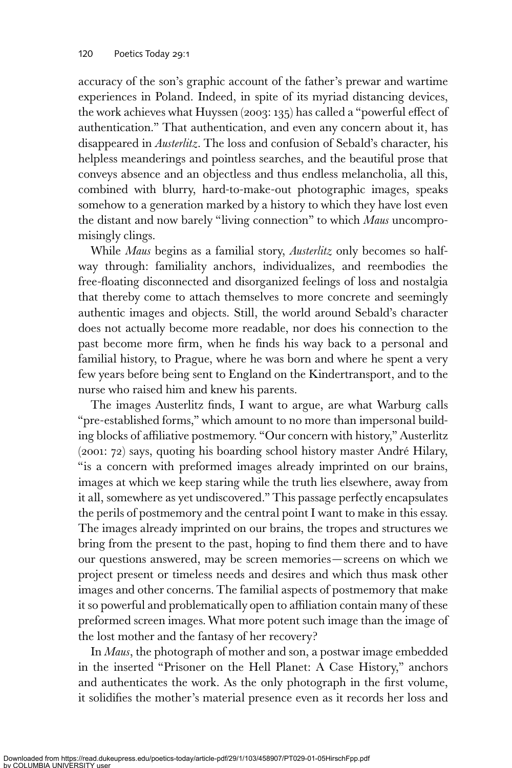accuracy of the son's graphic account of the father's prewar and wartime experiences in Poland. Indeed, in spite of its myriad distancing devices, the work achieves what Huyssen (2003: 135) has called a "powerful effect of authentication." That authentication, and even any concern about it, has disappeared in *Austerlitz*. The loss and confusion of Sebald's character, his helpless meanderings and pointless searches, and the beautiful prose that conveys absence and an objectless and thus endless melancholia, all this, combined with blurry, hard-to-make-out photographic images, speaks somehow to a generation marked by a history to which they have lost even the distant and now barely "living connection" to which *Maus* uncompromisingly clings.

While *Maus* begins as a familial story, *Austerlitz* only becomes so halfway through: familiality anchors, individualizes, and reembodies the free-floating disconnected and disorganized feelings of loss and nostalgia that thereby come to attach themselves to more concrete and seemingly authentic images and objects. Still, the world around Sebald's character does not actually become more readable, nor does his connection to the past become more firm, when he finds his way back to a personal and familial history, to Prague, where he was born and where he spent a very few years before being sent to England on the Kindertransport, and to the nurse who raised him and knew his parents.

The images Austerlitz finds, I want to argue, are what Warburg calls "pre-established forms," which amount to no more than impersonal building blocks of affiliative postmemory. "Our concern with history," Austerlitz (2001: 72) says, quoting his boarding school history master André Hilary, "is a concern with preformed images already imprinted on our brains, images at which we keep staring while the truth lies elsewhere, away from it all, somewhere as yet undiscovered." This passage perfectly encapsulates the perils of postmemory and the central point I want to make in this essay. The images already imprinted on our brains, the tropes and structures we bring from the present to the past, hoping to find them there and to have our questions answered, may be screen memories—screens on which we project present or timeless needs and desires and which thus mask other images and other concerns. The familial aspects of postmemory that make it so powerful and problematically open to affiliation contain many of these preformed screen images. What more potent such image than the image of the lost mother and the fantasy of her recovery?

In *Maus*, the photograph of mother and son, a postwar image embedded in the inserted "Prisoner on the Hell Planet: A Case History," anchors and authenticates the work. As the only photograph in the first volume, it solidifies the mother's material presence even as it records her loss and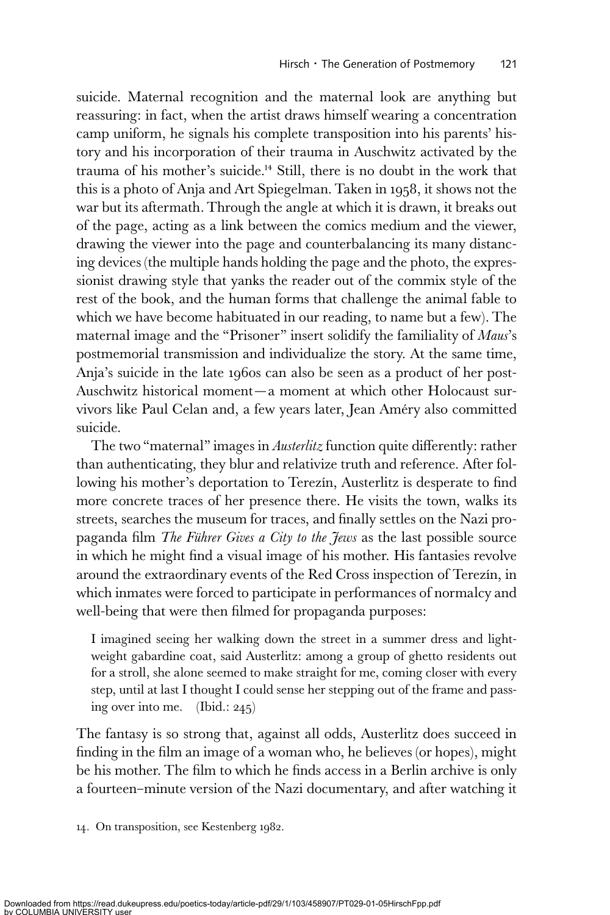suicide. Maternal recognition and the maternal look are anything but reassuring: in fact, when the artist draws himself wearing a concentration camp uniform, he signals his complete transposition into his parents' history and his incorporation of their trauma in Auschwitz activated by the trauma of his mother's suicide.[14] Still, there is no doubt in the work that this is a photo of Anja and Art Spiegelman. Taken in 1958, it shows not the war but its aftermath. Through the angle at which it is drawn, it breaks out of the page, acting as a link between the comics medium and the viewer, drawing the viewer into the page and counterbalancing its many distancing devices (the multiple hands holding the page and the photo, the expressionist drawing style that yanks the reader out of the commix style of the rest of the book, and the human forms that challenge the animal fable to which we have become habituated in our reading, to name but a few). The maternal image and the "Prisoner" insert solidify the familiality of *Maus*'s postmemorial transmission and individualize the story. At the same time, Anja's suicide in the late 1960s can also be seen as a product of her post-Auschwitz historical moment—a moment at which other Holocaust survivors like Paul Celan and, a few years later, Jean Améry also committed suicide.

The two "maternal" images in *Austerlitz* function quite differently: rather than authenticating, they blur and relativize truth and reference. After following his mother's deportation to Terezín, Austerlitz is desperate to find more concrete traces of her presence there. He visits the town, walks its streets, searches the museum for traces, and finally settles on the Nazi propaganda film *The Führer Gives a City to the Jews* as the last possible source in which he might find a visual image of his mother. His fantasies revolve around the extraordinary events of the Red Cross inspection of Terezín, in which inmates were forced to participate in performances of normalcy and well-being that were then filmed for propaganda purposes:

> I imagined seeing her walking down the street in a summer dress and light-weight gabardine coat, said Austerlitz: among a group of ghetto residents out for a stroll, she alone seemed to make straight for me, coming closer with every step, until at last I thought I could sense her stepping out of the frame and passing over into me. (Ibid.: 245)

The fantasy is so strong that, against all odds, Austerlitz does succeed in finding in the film an image of a woman who, he believes (or hopes), might be his mother. The film to which he finds access in a Berlin archive is only a fourteen-minute version of the Nazi documentary, and after watching it

14. On transposition, see Kestenberg 1982.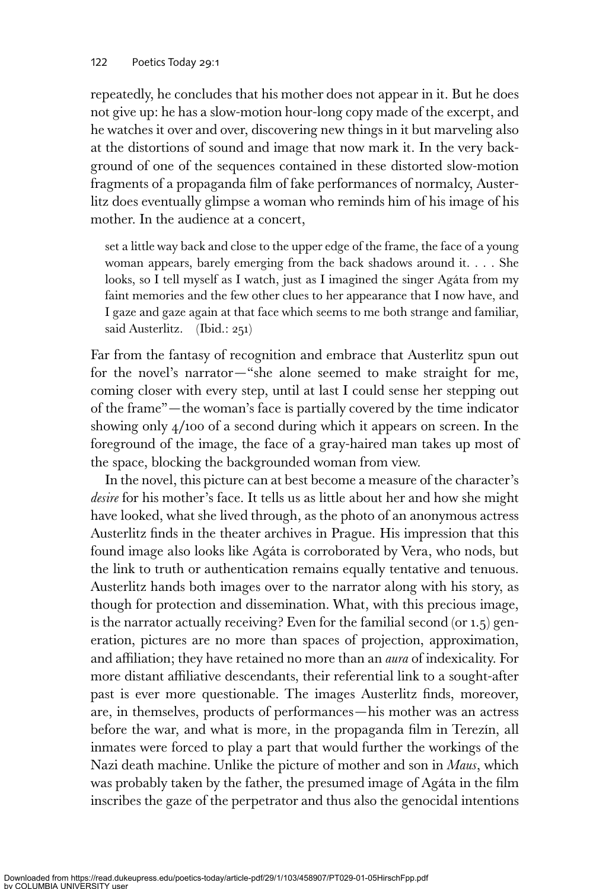repeatedly, he concludes that his mother does not appear in it. But he does not give up: he has a slow-motion hour-long copy made of the excerpt, and he watches it over and over, discovering new things in it but marveling also at the distortions of sound and image that now mark it. In the very background of one of the sequences contained in these distorted slow-motion fragments of a propaganda film of fake performances of normalcy, Austerlitz does eventually glimpse a woman who reminds him of his image of his mother. In the audience at a concert,

> set a little way back and close to the upper edge of the frame, the face of a young woman appears, barely emerging from the back shadows around it. . . . She looks, so I tell myself as I watch, just as I imagined the singer Agáta from my faint memories and the few other clues to her appearance that I now have, and I gaze and gaze again at that face which seems to me both strange and familiar, said Austerlitz. (Ibid.: 251)

Far from the fantasy of recognition and embrace that Austerlitz spun out for the novel's narrator—"she alone seemed to make straight for me, coming closer with every step, until at last I could sense her stepping out of the frame"—the woman's face is partially covered by the time indicator showing only 4/100 of a second during which it appears on screen. In the foreground of the image, the face of a gray-haired man takes up most of the space, blocking the backgrounded woman from view.

In the novel, this picture can at best become a measure of the character's *desire* for his mother's face. It tells us as little about her and how she might have looked, what she lived through, as the photo of an anonymous actress Austerlitz finds in the theater archives in Prague. His impression that this found image also looks like Agáta is corroborated by Vera, who nods, but the link to truth or authentication remains equally tentative and tenuous. Austerlitz hands both images over to the narrator along with his story, as though for protection and dissemination. What, with this precious image, is the narrator actually receiving? Even for the familial second (or 1.5) generation, pictures are no more than spaces of projection, approximation, and affiliation; they have retained no more than an *aura* of indexicality. For more distant affiliative descendants, their referential link to a sought-after past is ever more questionable. The images Austerlitz finds, moreover, are, in themselves, products of performances—his mother was an actress before the war, and what is more, in the propaganda film in Terezín, all inmates were forced to play a part that would further the workings of the Nazi death machine. Unlike the picture of mother and son in *Maus*, which was probably taken by the father, the presumed image of Agáta in the film inscribes the gaze of the perpetrator and thus also the genocidal intentions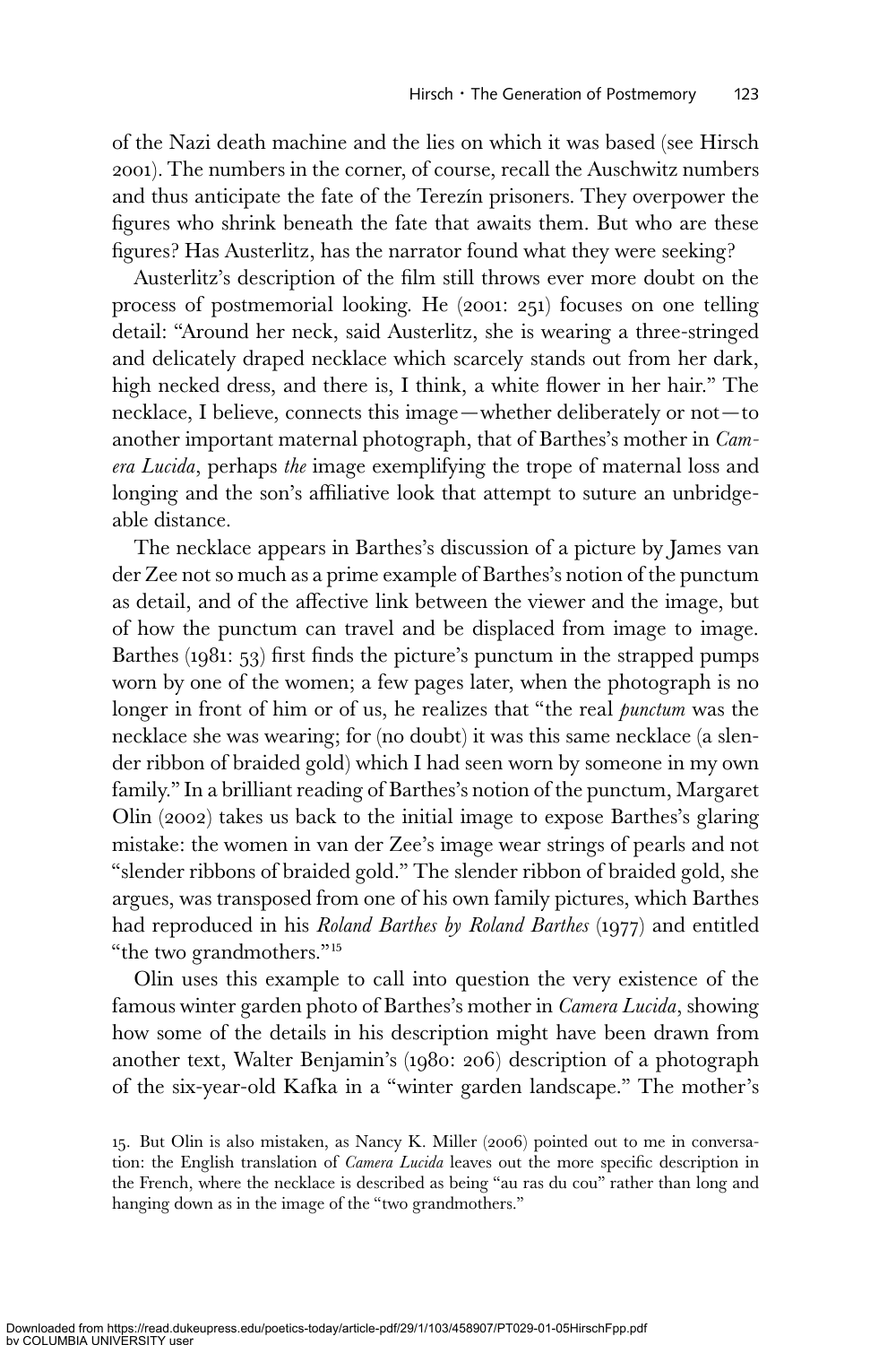of the Nazi death machine and the lies on which it was based (see Hirsch 2001). The numbers in the corner, of course, recall the Auschwitz numbers and thus anticipate the fate of the Terezín prisoners. They overpower the figures who shrink beneath the fate that awaits them. But who are these figures? Has Austerlitz, has the narrator found what they were seeking?

Austerlitz's description of the film still throws ever more doubt on the process of postmemorial looking. He (2001: 251) focuses on one telling detail: "Around her neck, said Austerlitz, she is wearing a three-stringed and delicately draped necklace which scarcely stands out from her dark, high necked dress, and there is, I think, a white flower in her hair." The necklace, I believe, connects this image—whether deliberately or not—to another important maternal photograph, that of Barthes's mother in *Camera Lucida*, perhaps *the* image exemplifying the trope of maternal loss and longing and the son's affiliative look that attempt to suture an unbridgeable distance.

The necklace appears in Barthes's discussion of a picture by James van der Zee not so much as a prime example of Barthes's notion of the punctum as detail, and of the affective link between the viewer and the image, but of how the punctum can travel and be displaced from image to image. Barthes (1981: 53) first finds the picture's punctum in the strapped pumps worn by one of the women; a few pages later, when the photograph is no longer in front of him or of us, he realizes that "the real *punctum* was the necklace she was wearing; for (no doubt) it was this same necklace (a slender ribbon of braided gold) which I had seen worn by someone in my own family." In a brilliant reading of Barthes's notion of the punctum, Margaret Olin (2002) takes us back to the initial image to expose Barthes's glaring mistake: the women in van der Zee's image wear strings of pearls and not "slender ribbons of braided gold." The slender ribbon of braided gold, she argues, was transposed from one of his own family pictures, which Barthes had reproduced in his *Roland Barthes by Roland Barthes* (1977) and entitled "the two grandmothers."[15]

Olin uses this example to call into question the very existence of the famous winter garden photo of Barthes's mother in *Camera Lucida*, showing how some of the details in his description might have been drawn from another text, Walter Benjamin's (1980: 206) description of a photograph of the six-year-old Kafka in a "winter garden landscape." The mother's

15. But Olin is also mistaken, as Nancy K. Miller (2006) pointed out to me in conversation: the English translation of *Camera Lucida* leaves out the more specific description in the French, where the necklace is described as being "au ras du cou" rather than long and hanging down as in the image of the "two grandmothers."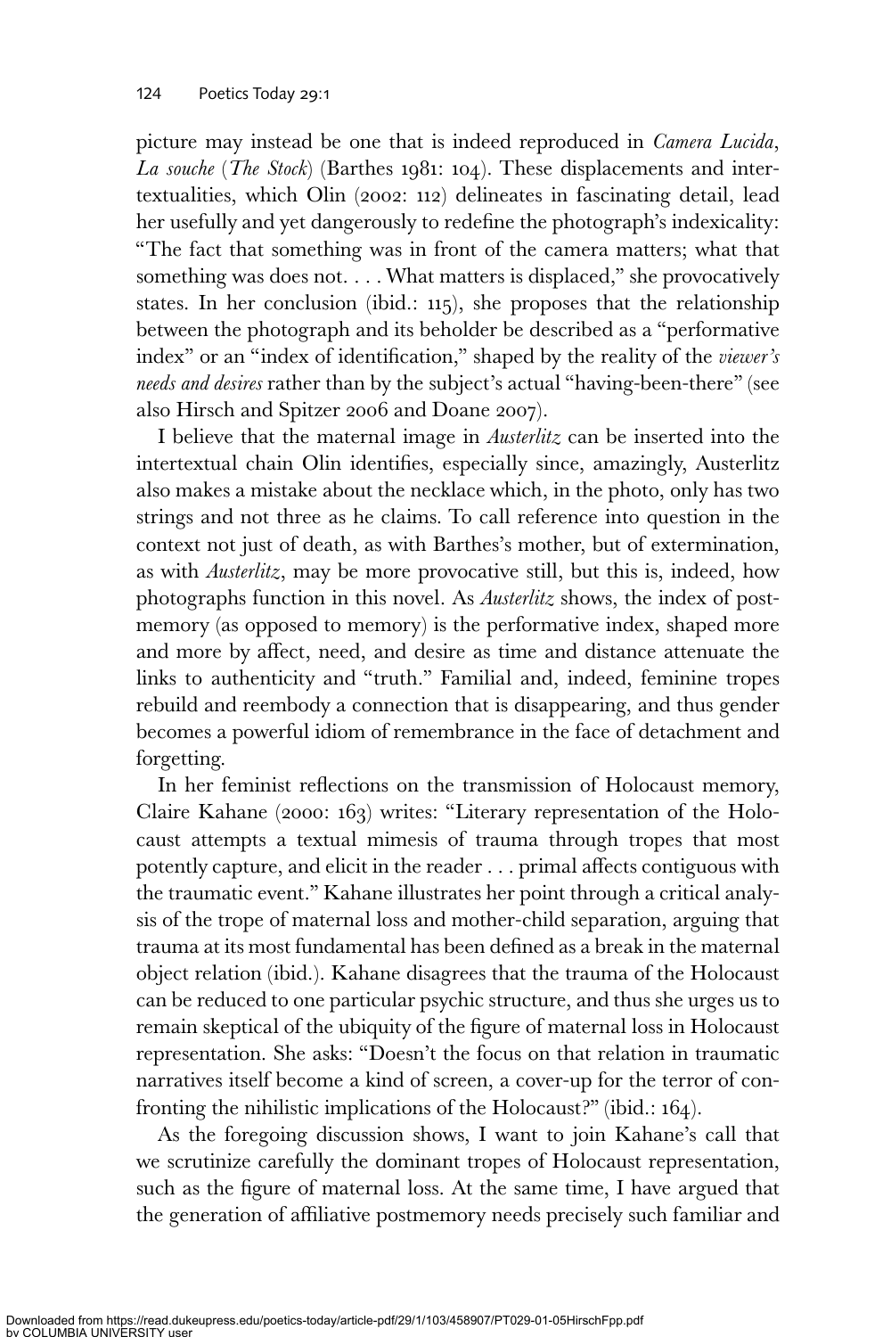picture may instead be one that is indeed reproduced in *Camera Lucida*, *La souche* (*The Stock*) (Barthes 1981: 104). These displacements and intertextualities, which Olin (2002: 112) delineates in fascinating detail, lead her usefully and yet dangerously to redefine the photograph's indexicality: "The fact that something was in front of the camera matters; what that something was does not. . . . What matters is displaced," she provocatively states. In her conclusion (ibid.: 115), she proposes that the relationship between the photograph and its beholder be described as a "performative index" or an "index of identification," shaped by the reality of the *viewer's needs and desires* rather than by the subject's actual "having-been-there" (see also Hirsch and Spitzer 2006 and Doane 2007).

I believe that the maternal image in *Austerlitz* can be inserted into the intertextual chain Olin identifies, especially since, amazingly, Austerlitz also makes a mistake about the necklace which, in the photo, only has two strings and not three as he claims. To call reference into question in the context not just of death, as with Barthes's mother, but of extermination, as with *Austerlitz*, may be more provocative still, but this is, indeed, how photographs function in this novel. As *Austerlitz* shows, the index of postmemory (as opposed to memory) is the performative index, shaped more and more by affect, need, and desire as time and distance attenuate the links to authenticity and "truth." Familial and, indeed, feminine tropes rebuild and reembody a connection that is disappearing, and thus gender becomes a powerful idiom of remembrance in the face of detachment and forgetting.

In her feminist reflections on the transmission of Holocaust memory, Claire Kahane (2000: 163) writes: "Literary representation of the Holocaust attempts a textual mimesis of trauma through tropes that most potently capture, and elicit in the reader . . . primal affects contiguous with the traumatic event." Kahane illustrates her point through a critical analysis of the trope of maternal loss and mother-child separation, arguing that trauma at its most fundamental has been defined as a break in the maternal object relation (ibid.). Kahane disagrees that the trauma of the Holocaust can be reduced to one particular psychic structure, and thus she urges us to remain skeptical of the ubiquity of the figure of maternal loss in Holocaust representation. She asks: "Doesn't the focus on that relation in traumatic narratives itself become a kind of screen, a cover-up for the terror of confronting the nihilistic implications of the Holocaust?" (ibid.: 164).

As the foregoing discussion shows, I want to join Kahane's call that we scrutinize carefully the dominant tropes of Holocaust representation, such as the figure of maternal loss. At the same time, I have argued that the generation of affiliative postmemory needs precisely such familiar and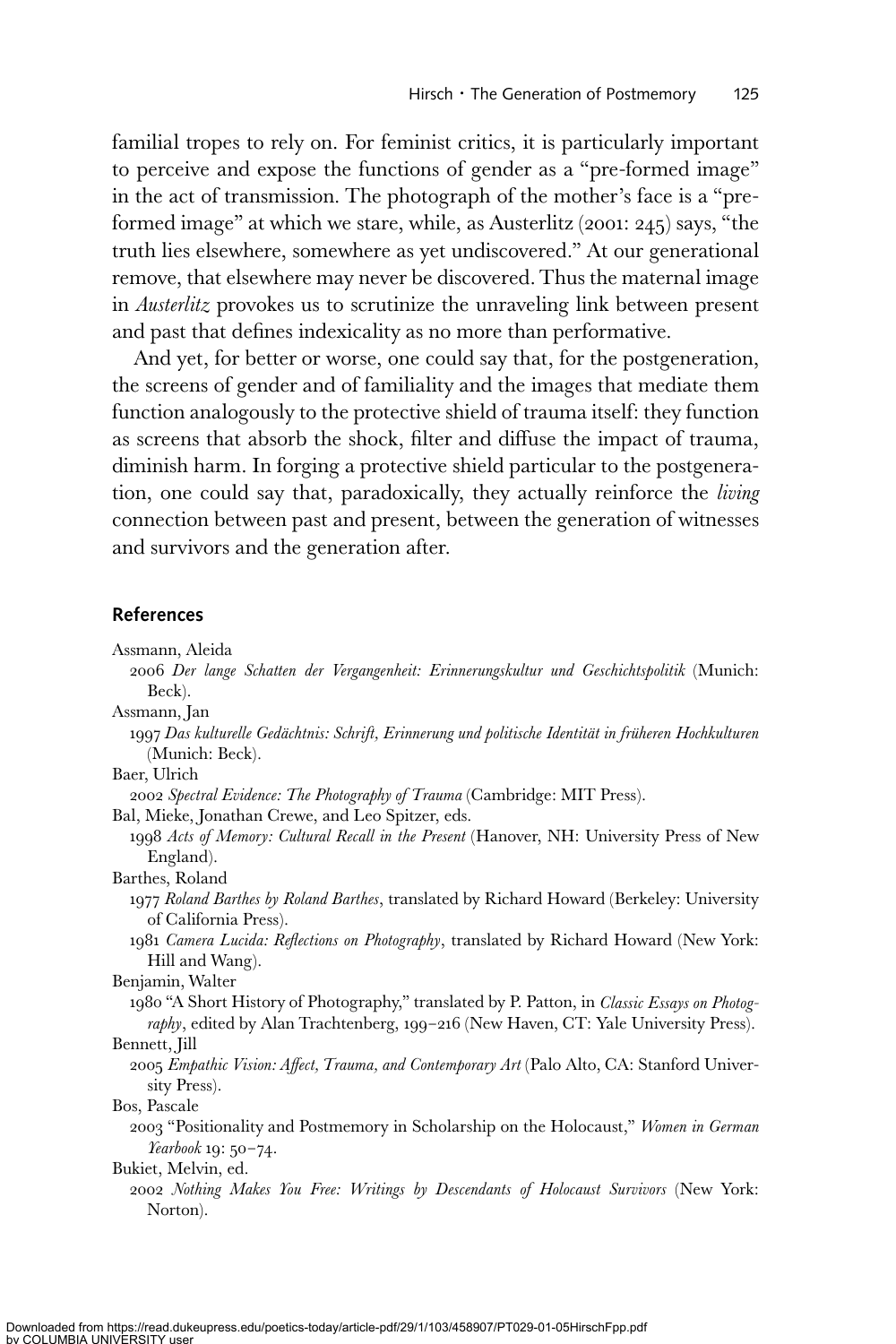familial tropes to rely on. For feminist critics, it is particularly important to perceive and expose the functions of gender as a "pre-formed image" in the act of transmission. The photograph of the mother's face is a "pre-formed image" at which we stare, while, as Austerlitz (2001: 245) says, "the truth lies elsewhere, somewhere as yet undiscovered." At our generational remove, that elsewhere may never be discovered. Thus the maternal image in *Austerlitz* provokes us to scrutinize the unraveling link between present and past that defines indexicality as no more than performative.

And yet, for better or worse, one could say that, for the postgeneration, the screens of gender and of familiality and the images that mediate them function analogously to the protective shield of trauma itself: they function as screens that absorb the shock, filter and diffuse the impact of trauma, diminish harm. In forging a protective shield particular to the postgeneration, one could say that, paradoxically, they actually reinforce the *living* connection between past and present, between the generation of witnesses and survivors and the generation after.

## References

Assmann, Aleida

2006 *Der lange Schatten der Vergangenheit: Erinnerungskultur und Geschichtspolitik* (Munich: Beck).

Assmann, Jan

1997 *Das kulturelle Gedächtnis: Schrift, Erinnerung und politische Identität in früheren Hochkulturen* (Munich: Beck).

Baer, Ulrich

2002 *Spectral Evidence: The Photography of Trauma* (Cambridge: MIT Press).

Bal, Mieke, Jonathan Crewe, and Leo Spitzer, eds.

1998 *Acts of Memory: Cultural Recall in the Present* (Hanover, NH: University Press of New England).

Barthes, Roland

1977 *Roland Barthes by Roland Barthes*, translated by Richard Howard (Berkeley: University of California Press).

1981 *Camera Lucida: Reflections on Photography*, translated by Richard Howard (New York: Hill and Wang).

Benjamin, Walter

1980 "A Short History of Photography," translated by P. Patton, in *Classic Essays on Photography*, edited by Alan Trachtenberg, 199–216 (New Haven, CT: Yale University Press).

Bennett, Jill

2005 *Empathic Vision: Affect, Trauma, and Contemporary Art* (Palo Alto, CA: Stanford University Press).

Bos, Pascale

2003 "Positionality and Postmemory in Scholarship on the Holocaust," *Women in German Yearbook* 19: 50–74.

Bukiet, Melvin, ed.

2002 *Nothing Makes You Free: Writings by Descendants of Holocaust Survivors* (New York: Norton).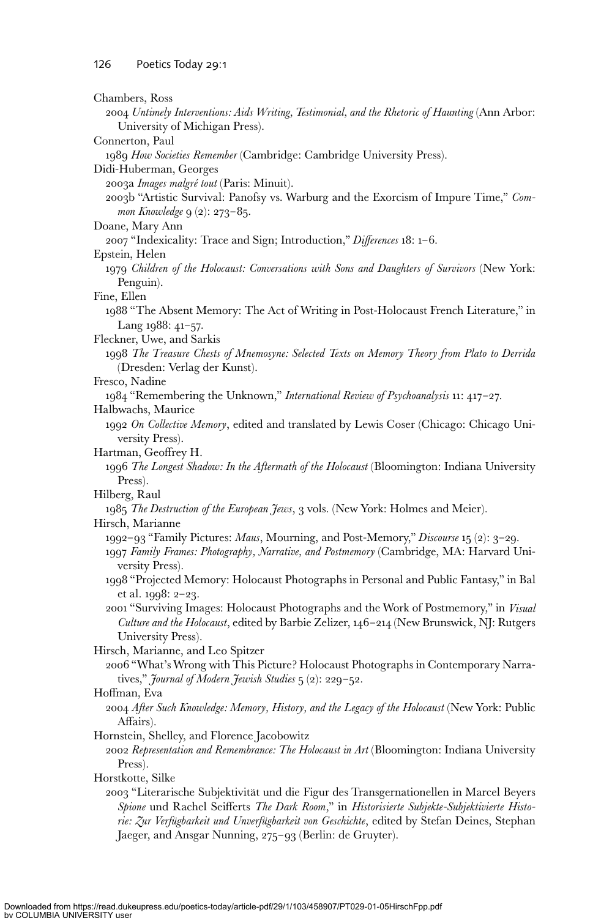Chambers, Ross

2004 *Untimely Interventions: Aids Writing, Testimonial, and the Rhetoric of Haunting* (Ann Arbor: University of Michigan Press).

Connerton, Paul

1989 *How Societies Remember* (Cambridge: Cambridge University Press).

Didi-Huberman, Georges

2003a *Images malgré tout* (Paris: Minuit).

2003b "Artistic Survival: Panofsy vs. Warburg and the Exorcism of Impure Time," *Common Knowledge* 9 (2): 273–85.

Doane, Mary Ann

2007 "Indexicality: Trace and Sign; Introduction," *Differences* 18: 1–6.

Epstein, Helen

1979 *Children of the Holocaust: Conversations with Sons and Daughters of Survivors* (New York: Penguin).

Fine, Ellen

1988 "The Absent Memory: The Act of Writing in Post-Holocaust French Literature," in Lang 1988: 41–57.

Fleckner, Uwe, and Sarkis

1998 *The Treasure Chests of Mnemosyne: Selected Texts on Memory Theory from Plato to Derrida* (Dresden: Verlag der Kunst).

Fresco, Nadine

1984 "Remembering the Unknown," *International Review of Psychoanalysis* 11: 417–27.

Halbwachs, Maurice

1992 *On Collective Memory*, edited and translated by Lewis Coser (Chicago: Chicago University Press).

Hartman, Geoffrey H.

1996 *The Longest Shadow: In the Aftermath of the Holocaust* (Bloomington: Indiana University Press).

Hilberg, Raul

1985 *The Destruction of the European Jews*, 3 vols. (New York: Holmes and Meier).

Hirsch, Marianne

1992–93 "Family Pictures: *Maus*, Mourning, and Post-Memory," *Discourse* 15 (2): 3–29.

1997 *Family Frames: Photography, Narrative, and Postmemory* (Cambridge, MA: Harvard University Press).

1998 "Projected Memory: Holocaust Photographs in Personal and Public Fantasy," in Bal et al. 1998: 2–23.

2001 "Surviving Images: Holocaust Photographs and the Work of Postmemory," in *Visual Culture and the Holocaust*, edited by Barbie Zelizer, 146–214 (New Brunswick, NJ: Rutgers University Press).

Hirsch, Marianne, and Leo Spitzer

2006 "What's Wrong with This Picture? Holocaust Photographs in Contemporary Narratives," *Journal of Modern Jewish Studies* 5 (2): 229–52.

Hoffman, Eva

2004 *After Such Knowledge: Memory, History, and the Legacy of the Holocaust* (New York: Public Affairs).

Hornstein, Shelley, and Florence Jacobowitz

2002 *Representation and Remembrance: The Holocaust in Art* (Bloomington: Indiana University Press).

Horstkotte, Silke

2003 "Literarische Subjektivität und die Figur des Transgernationellen in Marcel Beyers *Spione* und Rachel Seifferts *The Dark Room*," in *Historisierte Subjekte-Subjektivierte Historie: Zur Verfügbarkeit und Unverfügbarkeit von Geschichte*, edited by Stefan Deines, Stephan Jaeger, and Ansgar Nunning, 275–93 (Berlin: de Gruyter).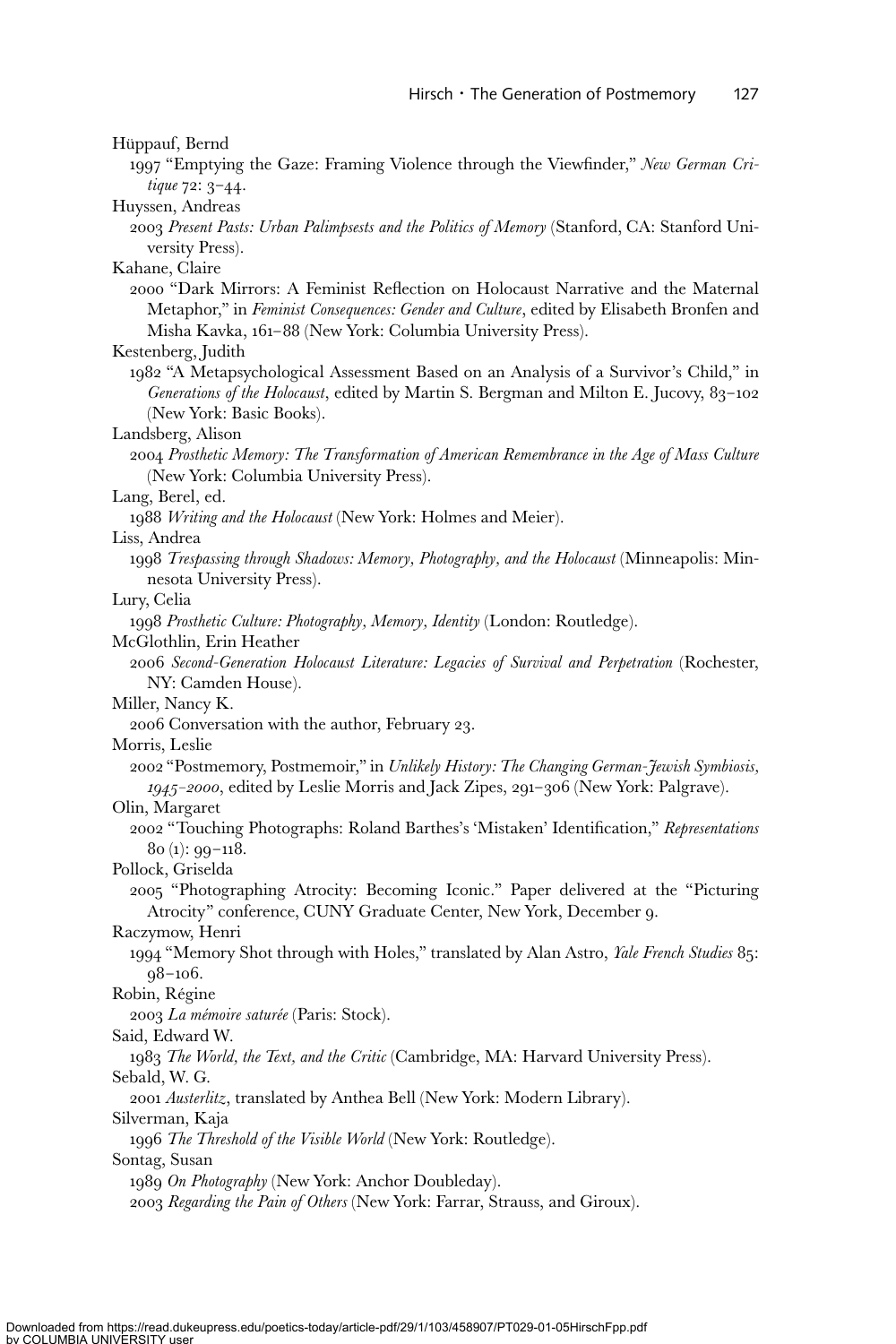Hüppauf, Bernd

1997 "Emptying the Gaze: Framing Violence through the Viewfinder," *New German Critique* 72: 3–44.

Huyssen, Andreas

2003 *Present Pasts: Urban Palimpsests and the Politics of Memory* (Stanford, CA: Stanford University Press).

Kahane, Claire

2000 "Dark Mirrors: A Feminist Reflection on Holocaust Narrative and the Maternal Metaphor," in *Feminist Consequences: Gender and Culture*, edited by Elisabeth Bronfen and Misha Kavka, 161–88 (New York: Columbia University Press).

Kestenberg, Judith

1982 "A Metapsychological Assessment Based on an Analysis of a Survivor's Child," in *Generations of the Holocaust*, edited by Martin S. Bergman and Milton E. Jucovy, 83–102 (New York: Basic Books).

Landsberg, Alison

2004 *Prosthetic Memory: The Transformation of American Remembrance in the Age of Mass Culture* (New York: Columbia University Press).

Lang, Berel, ed.

1988 *Writing and the Holocaust* (New York: Holmes and Meier).

Liss, Andrea

1998 *Trespassing through Shadows: Memory, Photography, and the Holocaust* (Minneapolis: Minnesota University Press).

Lury, Celia

1998 *Prosthetic Culture: Photography, Memory, Identity* (London: Routledge).

McGlothlin, Erin Heather

2006 *Second-Generation Holocaust Literature: Legacies of Survival and Perpetration* (Rochester, NY: Camden House).

Miller, Nancy K.

2006 Conversation with the author, February 23.

Morris, Leslie

2002 "Postmemory, Postmemoir," in *Unlikely History: The Changing German-Jewish Symbiosis, 1945–2000*, edited by Leslie Morris and Jack Zipes, 291–306 (New York: Palgrave).

Olin, Margaret

2002 "Touching Photographs: Roland Barthes's 'Mistaken' Identification," *Representations* 80 (1): 99–118.

Pollock, Griselda

2005 "Photographing Atrocity: Becoming Iconic." Paper delivered at the "Picturing Atrocity" conference, CUNY Graduate Center, New York, December 9.

Raczymow, Henri

1994 "Memory Shot through with Holes," translated by Alan Astro, *Yale French Studies* 85: 98–106.

Robin, Régine

2003 *La mémoire saturée* (Paris: Stock).

Said, Edward W.

1983 *The World, the Text, and the Critic* (Cambridge, MA: Harvard University Press).

Sebald, W. G.

2001 *Austerlitz*, translated by Anthea Bell (New York: Modern Library).

Silverman, Kaja

1996 *The Threshold of the Visible World* (New York: Routledge).

Sontag, Susan

1989 *On Photography* (New York: Anchor Doubleday).

2003 *Regarding the Pain of Others* (New York: Farrar, Strauss, and Giroux).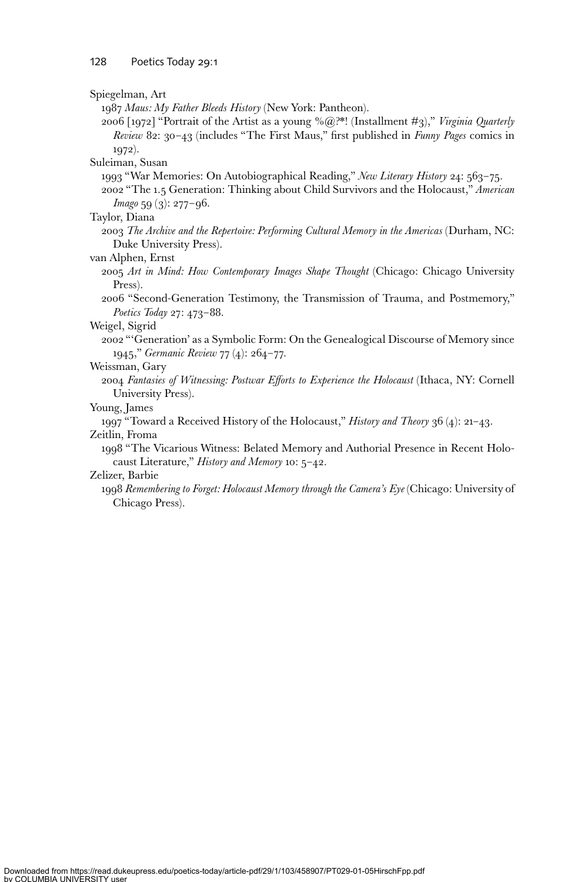Spiegelman, Art

1987 *Maus: My Father Bleeds History* (New York: Pantheon).

2006 [1972] "Portrait of the Artist as a young %@?*! (Installment #3)," *Virginia Quarterly Review* 82: 30–43 (includes "The First Maus," first published in *Funny Pages* comics in 1972).

Suleiman, Susan

1993 "War Memories: On Autobiographical Reading," *New Literary History* 24: 563–75.

2002 "The 1.5 Generation: Thinking about Child Survivors and the Holocaust," *American Imago* 59 (3): 277–96.

Taylor, Diana

2003 *The Archive and the Repertoire: Performing Cultural Memory in the Americas* (Durham, NC: Duke University Press).

van Alphen, Ernst

2005 *Art in Mind: How Contemporary Images Shape Thought* (Chicago: Chicago University Press).

2006 "Second-Generation Testimony, the Transmission of Trauma, and Postmemory," *Poetics Today* 27: 473–88.

Weigel, Sigrid

2002 "'Generation' as a Symbolic Form: On the Genealogical Discourse of Memory since 1945," *Germanic Review* 77 (4): 264–77.

Weissman, Gary

2004 *Fantasies of Witnessing: Postwar Efforts to Experience the Holocaust* (Ithaca, NY: Cornell University Press).

Young, James

1997 "Toward a Received History of the Holocaust," *History and Theory* 36 (4): 21–43.

Zeitlin, Froma

1998 "The Vicarious Witness: Belated Memory and Authorial Presence in Recent Holocaust Literature," *History and Memory* 10: 5–42.

Zelizer, Barbie

1998 *Remembering to Forget: Holocaust Memory through the Camera's Eye* (Chicago: University of Chicago Press).